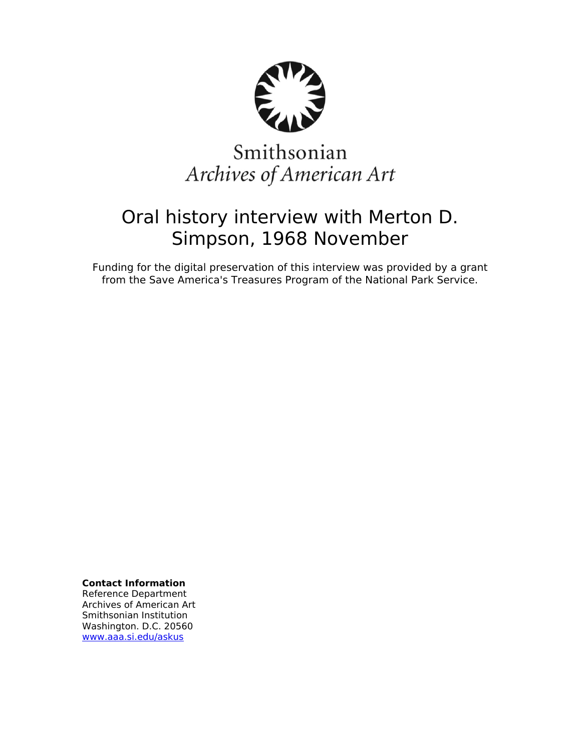Smithsonian
*Archives of American Art*

# Oral history interview with Merton D. Simpson, 1968 November

Funding for the digital preservation of this interview was provided by a grant from the Save America's Treasures Program of the National Park Service.

**Contact Information**
Reference Department
Archives of American Art
Smithsonian Institution
Washington. D.C. 20560
www.aaa.si.edu/askus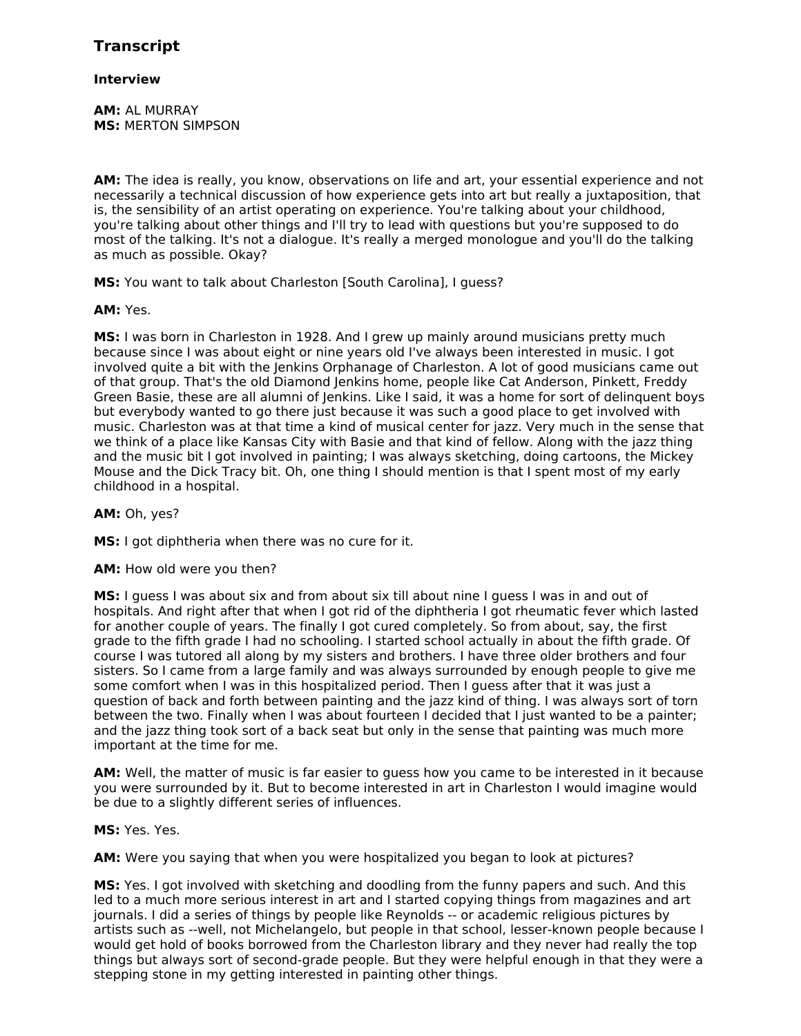## Transcript

### Interview

**AM:** AL MURRAY
**MS:** MERTON SIMPSON

**AM:** The idea is really, you know, observations on life and art, your essential experience and not necessarily a technical discussion of how experience gets into art but really a juxtaposition, that is, the sensibility of an artist operating on experience. You're talking about your childhood, you're talking about other things and I'll try to lead with questions but you're supposed to do most of the talking. It's not a dialogue. It's really a merged monologue and you'll do the talking as much as possible. Okay?

**MS:** You want to talk about Charleston [South Carolina], I guess?

**AM:** Yes.

**MS:** I was born in Charleston in 1928. And I grew up mainly around musicians pretty much because since I was about eight or nine years old I've always been interested in music. I got involved quite a bit with the Jenkins Orphanage of Charleston. A lot of good musicians came out of that group. That's the old Diamond Jenkins home, people like Cat Anderson, Pinkett, Freddy Green Basie, these are all alumni of Jenkins. Like I said, it was a home for sort of delinquent boys but everybody wanted to go there just because it was such a good place to get involved with music. Charleston was at that time a kind of musical center for jazz. Very much in the sense that we think of a place like Kansas City with Basie and that kind of fellow. Along with the jazz thing and the music bit I got involved in painting; I was always sketching, doing cartoons, the Mickey Mouse and the Dick Tracy bit. Oh, one thing I should mention is that I spent most of my early childhood in a hospital.

**AM:** Oh, yes?

**MS:** I got diphtheria when there was no cure for it.

**AM:** How old were you then?

**MS:** I guess I was about six and from about six till about nine I guess I was in and out of hospitals. And right after that when I got rid of the diphtheria I got rheumatic fever which lasted for another couple of years. The finally I got cured completely. So from about, say, the first grade to the fifth grade I had no schooling. I started school actually in about the fifth grade. Of course I was tutored all along by my sisters and brothers. I have three older brothers and four sisters. So I came from a large family and was always surrounded by enough people to give me some comfort when I was in this hospitalized period. Then I guess after that it was just a question of back and forth between painting and the jazz kind of thing. I was always sort of torn between the two. Finally when I was about fourteen I decided that I just wanted to be a painter; and the jazz thing took sort of a back seat but only in the sense that painting was much more important at the time for me.

**AM:** Well, the matter of music is far easier to guess how you came to be interested in it because you were surrounded by it. But to become interested in art in Charleston I would imagine would be due to a slightly different series of influences.

**MS:** Yes. Yes.

**AM:** Were you saying that when you were hospitalized you began to look at pictures?

**MS:** Yes. I got involved with sketching and doodling from the funny papers and such. And this led to a much more serious interest in art and I started copying things from magazines and art journals. I did a series of things by people like Reynolds -- or academic religious pictures by artists such as --well, not Michelangelo, but people in that school, lesser-known people because I would get hold of books borrowed from the Charleston library and they never had really the top things but always sort of second-grade people. But they were helpful enough in that they were a stepping stone in my getting interested in painting other things.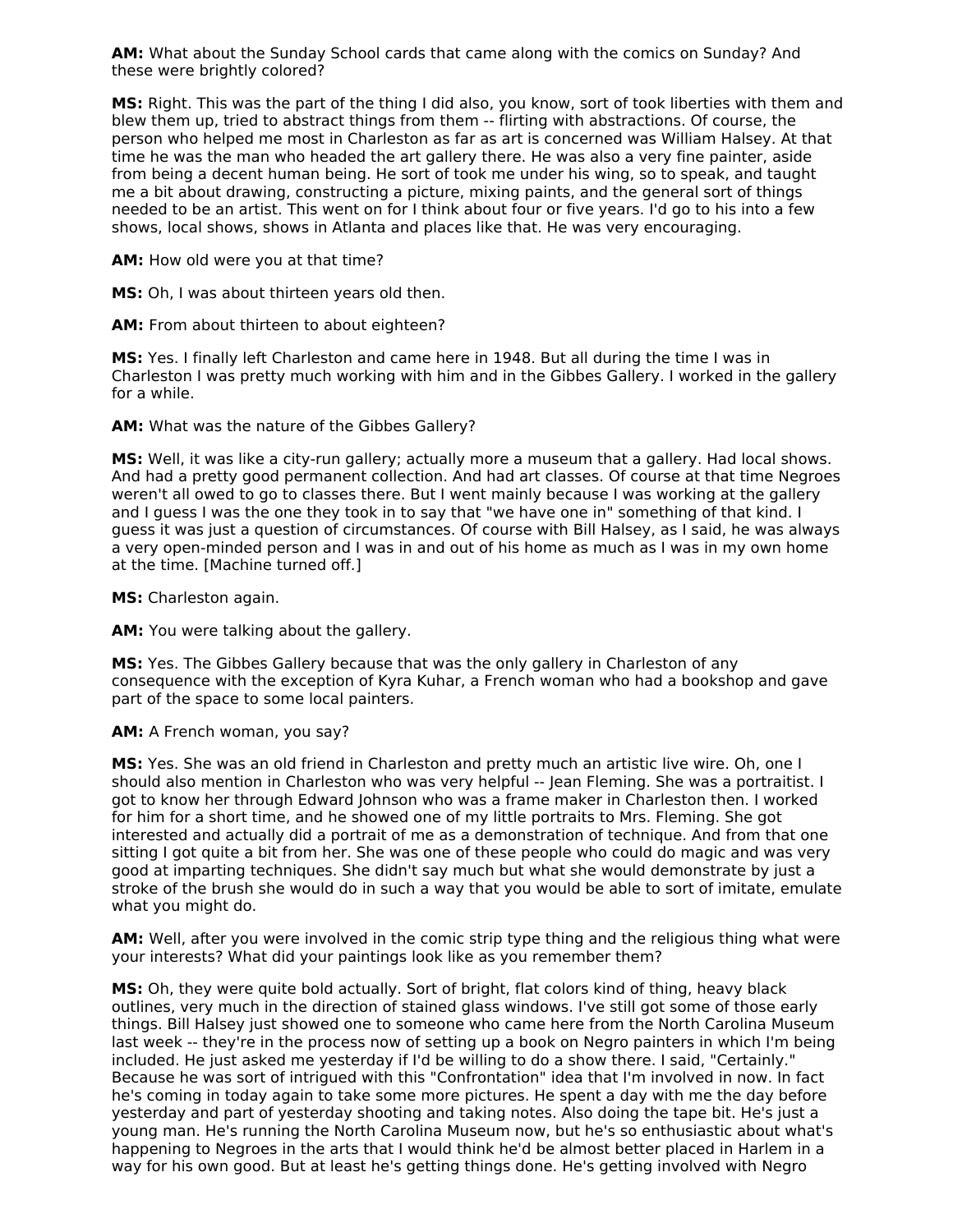**AM:** What about the Sunday School cards that came along with the comics on Sunday? And these were brightly colored?

**MS:** Right. This was the part of the thing I did also, you know, sort of took liberties with them and blew them up, tried to abstract things from them -- flirting with abstractions. Of course, the person who helped me most in Charleston as far as art is concerned was William Halsey. At that time he was the man who headed the art gallery there. He was also a very fine painter, aside from being a decent human being. He sort of took me under his wing, so to speak, and taught me a bit about drawing, constructing a picture, mixing paints, and the general sort of things needed to be an artist. This went on for I think about four or five years. I'd go to his into a few shows, local shows, shows in Atlanta and places like that. He was very encouraging.

**AM:** How old were you at that time?

**MS:** Oh, I was about thirteen years old then.

**AM:** From about thirteen to about eighteen?

**MS:** Yes. I finally left Charleston and came here in 1948. But all during the time I was in Charleston I was pretty much working with him and in the Gibbes Gallery. I worked in the gallery for a while.

**AM:** What was the nature of the Gibbes Gallery?

**MS:** Well, it was like a city-run gallery; actually more a museum that a gallery. Had local shows. And had a pretty good permanent collection. And had art classes. Of course at that time Negroes weren't all owed to go to classes there. But I went mainly because I was working at the gallery and I guess I was the one they took in to say that "we have one in" something of that kind. I guess it was just a question of circumstances. Of course with Bill Halsey, as I said, he was always a very open-minded person and I was in and out of his home as much as I was in my own home at the time. [Machine turned off.]

**MS:** Charleston again.

**AM:** You were talking about the gallery.

**MS:** Yes. The Gibbes Gallery because that was the only gallery in Charleston of any consequence with the exception of Kyra Kuhar, a French woman who had a bookshop and gave part of the space to some local painters.

**AM:** A French woman, you say?

**MS:** Yes. She was an old friend in Charleston and pretty much an artistic live wire. Oh, one I should also mention in Charleston who was very helpful -- Jean Fleming. She was a portraitist. I got to know her through Edward Johnson who was a frame maker in Charleston then. I worked for him for a short time, and he showed one of my little portraits to Mrs. Fleming. She got interested and actually did a portrait of me as a demonstration of technique. And from that one sitting I got quite a bit from her. She was one of these people who could do magic and was very good at imparting techniques. She didn't say much but what she would demonstrate by just a stroke of the brush she would do in such a way that you would be able to sort of imitate, emulate what you might do.

**AM:** Well, after you were involved in the comic strip type thing and the religious thing what were your interests? What did your paintings look like as you remember them?

**MS:** Oh, they were quite bold actually. Sort of bright, flat colors kind of thing, heavy black outlines, very much in the direction of stained glass windows. I've still got some of those early things. Bill Halsey just showed one to someone who came here from the North Carolina Museum last week -- they're in the process now of setting up a book on Negro painters in which I'm being included. He just asked me yesterday if I'd be willing to do a show there. I said, "Certainly." Because he was sort of intrigued with this "Confrontation" idea that I'm involved in now. In fact he's coming in today again to take some more pictures. He spent a day with me the day before yesterday and part of yesterday shooting and taking notes. Also doing the tape bit. He's just a young man. He's running the North Carolina Museum now, but he's so enthusiastic about what's happening to Negroes in the arts that I would think he'd be almost better placed in Harlem in a way for his own good. But at least he's getting things done. He's getting involved with Negro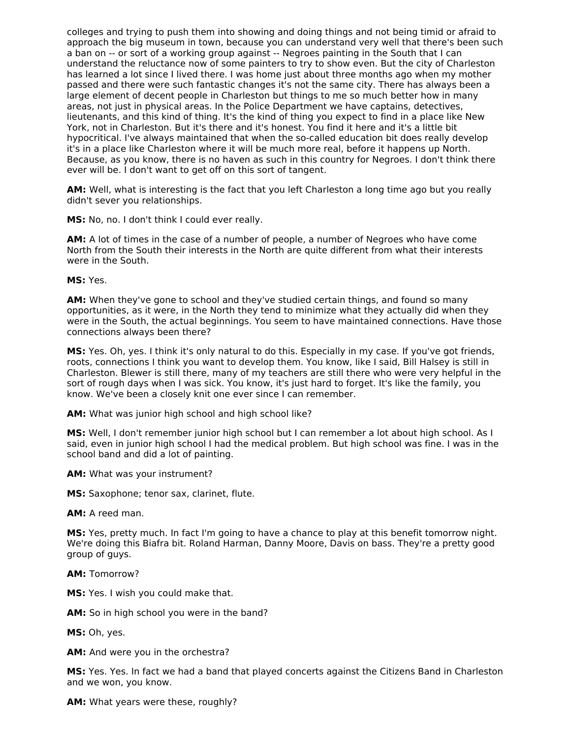colleges and trying to push them into showing and doing things and not being timid or afraid to approach the big museum in town, because you can understand very well that there's been such a ban on -- or sort of a working group against -- Negroes painting in the South that I can understand the reluctance now of some painters to try to show even. But the city of Charleston has learned a lot since I lived there. I was home just about three months ago when my mother passed and there were such fantastic changes it's not the same city. There has always been a large element of decent people in Charleston but things to me so much better how in many areas, not just in physical areas. In the Police Department we have captains, detectives, lieutenants, and this kind of thing. It's the kind of thing you expect to find in a place like New York, not in Charleston. But it's there and it's honest. You find it here and it's a little bit hypocritical. I've always maintained that when the so-called education bit does really develop it's in a place like Charleston where it will be much more real, before it happens up North. Because, as you know, there is no haven as such in this country for Negroes. I don't think there ever will be. I don't want to get off on this sort of tangent.

**AM:** Well, what is interesting is the fact that you left Charleston a long time ago but you really didn't sever you relationships.

**MS:** No, no. I don't think I could ever really.

**AM:** A lot of times in the case of a number of people, a number of Negroes who have come North from the South their interests in the North are quite different from what their interests were in the South.

**MS:** Yes.

**AM:** When they've gone to school and they've studied certain things, and found so many opportunities, as it were, in the North they tend to minimize what they actually did when they were in the South, the actual beginnings. You seem to have maintained connections. Have those connections always been there?

**MS:** Yes. Oh, yes. I think it's only natural to do this. Especially in my case. If you've got friends, roots, connections I think you want to develop them. You know, like I said, Bill Halsey is still in Charleston. Blewer is still there, many of my teachers are still there who were very helpful in the sort of rough days when I was sick. You know, it's just hard to forget. It's like the family, you know. We've been a closely knit one ever since I can remember.

**AM:** What was junior high school and high school like?

**MS:** Well, I don't remember junior high school but I can remember a lot about high school. As I said, even in junior high school I had the medical problem. But high school was fine. I was in the school band and did a lot of painting.

**AM:** What was your instrument?

**MS:** Saxophone; tenor sax, clarinet, flute.

**AM:** A reed man.

**MS:** Yes, pretty much. In fact I'm going to have a chance to play at this benefit tomorrow night. We're doing this Biafra bit. Roland Harman, Danny Moore, Davis on bass. They're a pretty good group of guys.

**AM:** Tomorrow?

**MS:** Yes. I wish you could make that.

**AM:** So in high school you were in the band?

**MS:** Oh, yes.

**AM:** And were you in the orchestra?

**MS:** Yes. Yes. In fact we had a band that played concerts against the Citizens Band in Charleston and we won, you know.

**AM:** What years were these, roughly?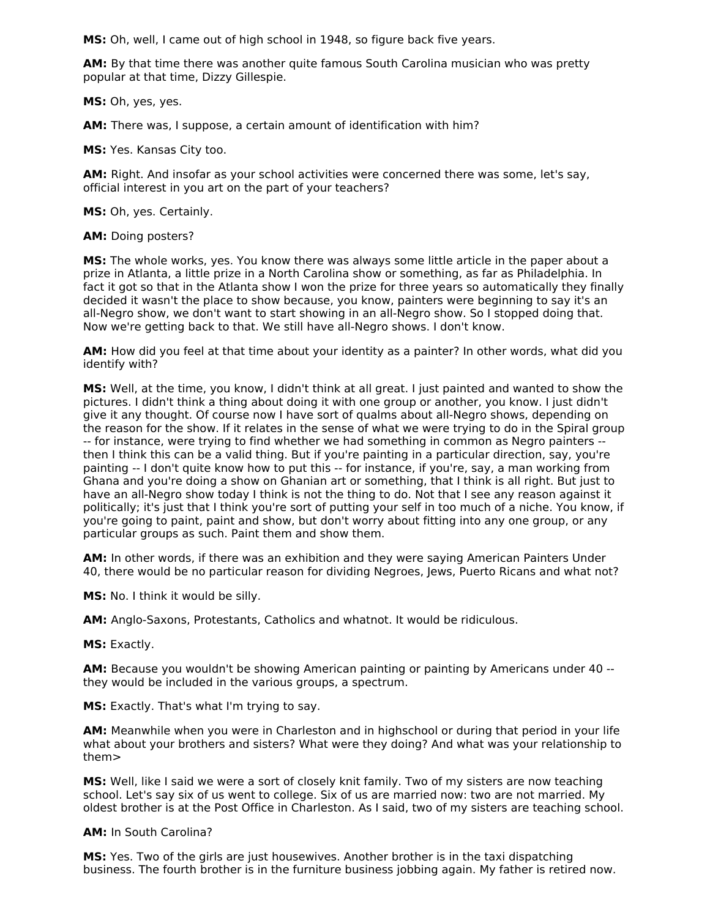**MS:** Oh, well, I came out of high school in 1948, so figure back five years.

**AM:** By that time there was another quite famous South Carolina musician who was pretty popular at that time, Dizzy Gillespie.

**MS:** Oh, yes, yes.

**AM:** There was, I suppose, a certain amount of identification with him?

**MS:** Yes. Kansas City too.

**AM:** Right. And insofar as your school activities were concerned there was some, let's say, official interest in you art on the part of your teachers?

**MS:** Oh, yes. Certainly.

**AM:** Doing posters?

**MS:** The whole works, yes. You know there was always some little article in the paper about a prize in Atlanta, a little prize in a North Carolina show or something, as far as Philadelphia. In fact it got so that in the Atlanta show I won the prize for three years so automatically they finally decided it wasn't the place to show because, you know, painters were beginning to say it's an all-Negro show, we don't want to start showing in an all-Negro show. So I stopped doing that. Now we're getting back to that. We still have all-Negro shows. I don't know.

**AM:** How did you feel at that time about your identity as a painter? In other words, what did you identify with?

**MS:** Well, at the time, you know, I didn't think at all great. I just painted and wanted to show the pictures. I didn't think a thing about doing it with one group or another, you know. I just didn't give it any thought. Of course now I have sort of qualms about all-Negro shows, depending on the reason for the show. If it relates in the sense of what we were trying to do in the Spiral group -- for instance, were trying to find whether we had something in common as Negro painters -- then I think this can be a valid thing. But if you're painting in a particular direction, say, you're painting -- I don't quite know how to put this -- for instance, if you're, say, a man working from Ghana and you're doing a show on Ghanian art or something, that I think is all right. But just to have an all-Negro show today I think is not the thing to do. Not that I see any reason against it politically; it's just that I think you're sort of putting your self in too much of a niche. You know, if you're going to paint, paint and show, but don't worry about fitting into any one group, or any particular groups as such. Paint them and show them.

**AM:** In other words, if there was an exhibition and they were saying American Painters Under 40, there would be no particular reason for dividing Negroes, Jews, Puerto Ricans and what not?

**MS:** No. I think it would be silly.

**AM:** Anglo-Saxons, Protestants, Catholics and whatnot. It would be ridiculous.

**MS:** Exactly.

**AM:** Because you wouldn't be showing American painting or painting by Americans under 40 -- they would be included in the various groups, a spectrum.

**MS:** Exactly. That's what I'm trying to say.

**AM:** Meanwhile when you were in Charleston and in highschool or during that period in your life what about your brothers and sisters? What were they doing? And what was your relationship to them>

**MS:** Well, like I said we were a sort of closely knit family. Two of my sisters are now teaching school. Let's say six of us went to college. Six of us are married now: two are not married. My oldest brother is at the Post Office in Charleston. As I said, two of my sisters are teaching school.

**AM:** In South Carolina?

**MS:** Yes. Two of the girls are just housewives. Another brother is in the taxi dispatching business. The fourth brother is in the furniture business jobbing again. My father is retired now.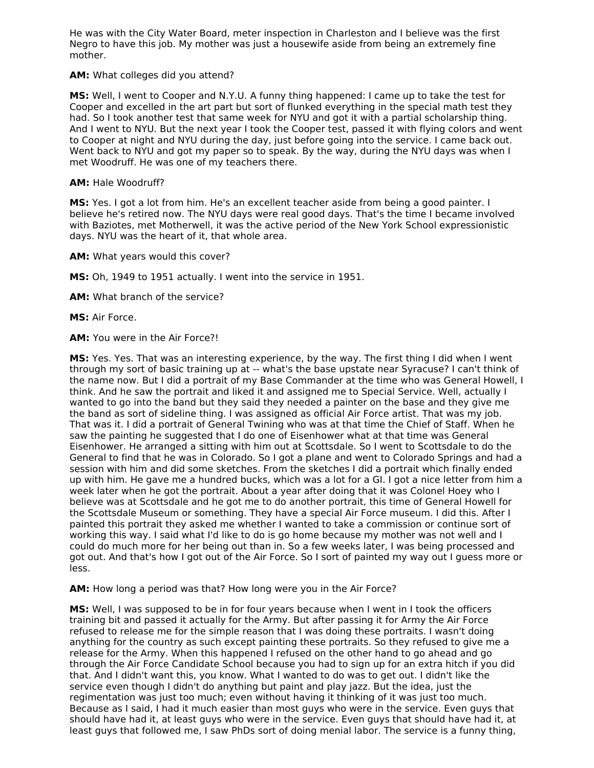He was with the City Water Board, meter inspection in Charleston and I believe was the first Negro to have this job. My mother was just a housewife aside from being an extremely fine mother.

**AM:** What colleges did you attend?

**MS:** Well, I went to Cooper and N.Y.U. A funny thing happened: I came up to take the test for Cooper and excelled in the art part but sort of flunked everything in the special math test they had. So I took another test that same week for NYU and got it with a partial scholarship thing. And I went to NYU. But the next year I took the Cooper test, passed it with flying colors and went to Cooper at night and NYU during the day, just before going into the service. I came back out. Went back to NYU and got my paper so to speak. By the way, during the NYU days was when I met Woodruff. He was one of my teachers there.

**AM:** Hale Woodruff?

**MS:** Yes. I got a lot from him. He's an excellent teacher aside from being a good painter. I believe he's retired now. The NYU days were real good days. That's the time I became involved with Baziotes, met Motherwell, it was the active period of the New York School expressionistic days. NYU was the heart of it, that whole area.

**AM:** What years would this cover?

**MS:** Oh, 1949 to 1951 actually. I went into the service in 1951.

**AM:** What branch of the service?

**MS:** Air Force.

**AM:** You were in the Air Force?!

**MS:** Yes. Yes. That was an interesting experience, by the way. The first thing I did when I went through my sort of basic training up at -- what's the base upstate near Syracuse? I can't think of the name now. But I did a portrait of my Base Commander at the time who was General Howell, I think. And he saw the portrait and liked it and assigned me to Special Service. Well, actually I wanted to go into the band but they said they needed a painter on the base and they give me the band as sort of sideline thing. I was assigned as official Air Force artist. That was my job. That was it. I did a portrait of General Twining who was at that time the Chief of Staff. When he saw the painting he suggested that I do one of Eisenhower what at that time was General Eisenhower. He arranged a sitting with him out at Scottsdale. So I went to Scottsdale to do the General to find that he was in Colorado. So I got a plane and went to Colorado Springs and had a session with him and did some sketches. From the sketches I did a portrait which finally ended up with him. He gave me a hundred bucks, which was a lot for a GI. I got a nice letter from him a week later when he got the portrait. About a year after doing that it was Colonel Hoey who I believe was at Scottsdale and he got me to do another portrait, this time of General Howell for the Scottsdale Museum or something. They have a special Air Force museum. I did this. After I painted this portrait they asked me whether I wanted to take a commission or continue sort of working this way. I said what I'd like to do is go home because my mother was not well and I could do much more for her being out than in. So a few weeks later, I was being processed and got out. And that's how I got out of the Air Force. So I sort of painted my way out I guess more or less.

**AM:** How long a period was that? How long were you in the Air Force?

**MS:** Well, I was supposed to be in for four years because when I went in I took the officers training bit and passed it actually for the Army. But after passing it for Army the Air Force refused to release me for the simple reason that I was doing these portraits. I wasn't doing anything for the country as such except painting these portraits. So they refused to give me a release for the Army. When this happened I refused on the other hand to go ahead and go through the Air Force Candidate School because you had to sign up for an extra hitch if you did that. And I didn't want this, you know. What I wanted to do was to get out. I didn't like the service even though I didn't do anything but paint and play jazz. But the idea, just the regimentation was just too much; even without having it thinking of it was just too much. Because as I said, I had it much easier than most guys who were in the service. Even guys that should have had it, at least guys who were in the service. Even guys that should have had it, at least guys that followed me, I saw PhDs sort of doing menial labor. The service is a funny thing,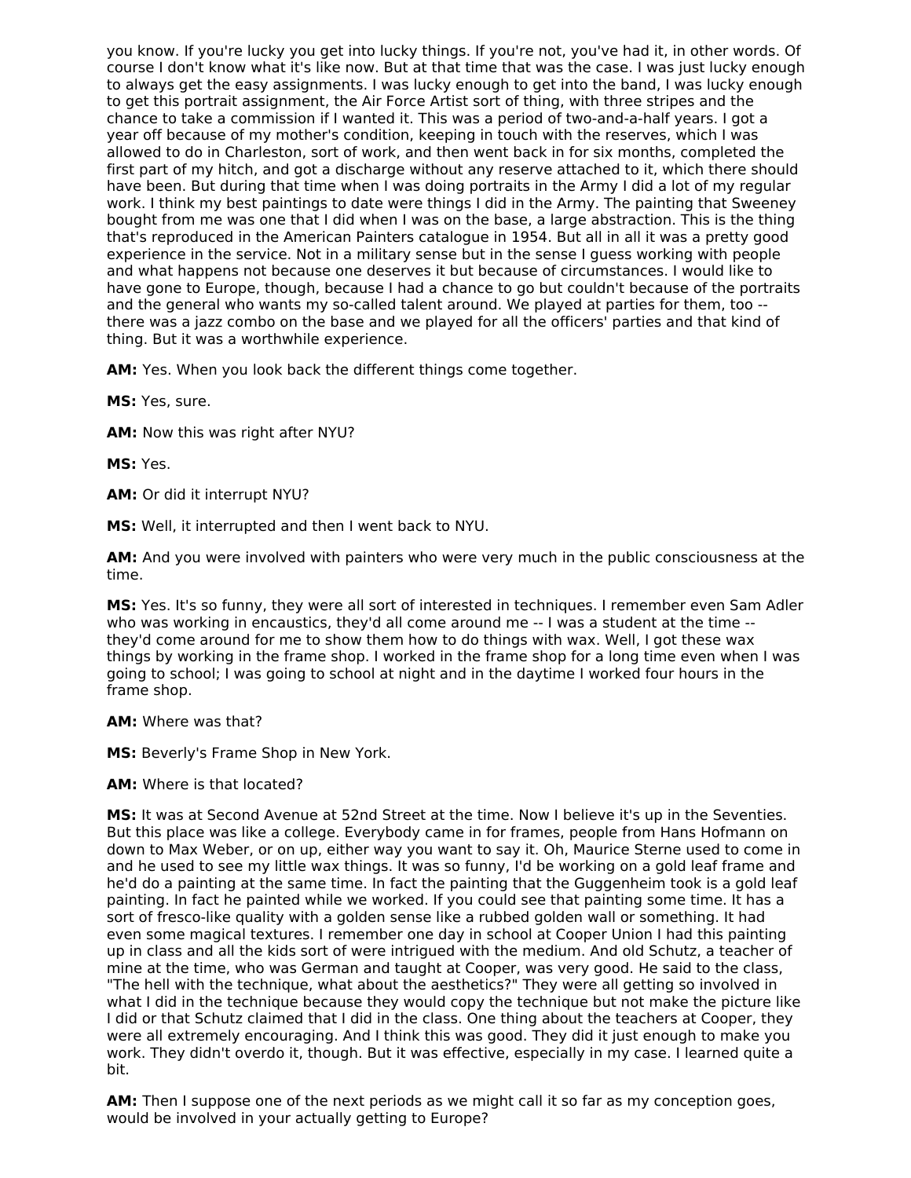you know. If you're lucky you get into lucky things. If you're not, you've had it, in other words. Of course I don't know what it's like now. But at that time that was the case. I was just lucky enough to always get the easy assignments. I was lucky enough to get into the band, I was lucky enough to get this portrait assignment, the Air Force Artist sort of thing, with three stripes and the chance to take a commission if I wanted it. This was a period of two-and-a-half years. I got a year off because of my mother's condition, keeping in touch with the reserves, which I was allowed to do in Charleston, sort of work, and then went back in for six months, completed the first part of my hitch, and got a discharge without any reserve attached to it, which there should have been. But during that time when I was doing portraits in the Army I did a lot of my regular work. I think my best paintings to date were things I did in the Army. The painting that Sweeney bought from me was one that I did when I was on the base, a large abstraction. This is the thing that's reproduced in the American Painters catalogue in 1954. But all in all it was a pretty good experience in the service. Not in a military sense but in the sense I guess working with people and what happens not because one deserves it but because of circumstances. I would like to have gone to Europe, though, because I had a chance to go but couldn't because of the portraits and the general who wants my so-called talent around. We played at parties for them, too -- there was a jazz combo on the base and we played for all the officers' parties and that kind of thing. But it was a worthwhile experience.

**AM:** Yes. When you look back the different things come together.

**MS:** Yes, sure.

**AM:** Now this was right after NYU?

**MS:** Yes.

**AM:** Or did it interrupt NYU?

**MS:** Well, it interrupted and then I went back to NYU.

**AM:** And you were involved with painters who were very much in the public consciousness at the time.

**MS:** Yes. It's so funny, they were all sort of interested in techniques. I remember even Sam Adler who was working in encaustics, they'd all come around me -- I was a student at the time -- they'd come around for me to show them how to do things with wax. Well, I got these wax things by working in the frame shop. I worked in the frame shop for a long time even when I was going to school; I was going to school at night and in the daytime I worked four hours in the frame shop.

**AM:** Where was that?

**MS:** Beverly's Frame Shop in New York.

**AM:** Where is that located?

**MS:** It was at Second Avenue at 52nd Street at the time. Now I believe it's up in the Seventies. But this place was like a college. Everybody came in for frames, people from Hans Hofmann on down to Max Weber, or on up, either way you want to say it. Oh, Maurice Sterne used to come in and he used to see my little wax things. It was so funny, I'd be working on a gold leaf frame and he'd do a painting at the same time. In fact the painting that the Guggenheim took is a gold leaf painting. In fact he painted while we worked. If you could see that painting some time. It has a sort of fresco-like quality with a golden sense like a rubbed golden wall or something. It had even some magical textures. I remember one day in school at Cooper Union I had this painting up in class and all the kids sort of were intrigued with the medium. And old Schutz, a teacher of mine at the time, who was German and taught at Cooper, was very good. He said to the class, "The hell with the technique, what about the aesthetics?" They were all getting so involved in what I did in the technique because they would copy the technique but not make the picture like I did or that Schutz claimed that I did in the class. One thing about the teachers at Cooper, they were all extremely encouraging. And I think this was good. They did it just enough to make you work. They didn't overdo it, though. But it was effective, especially in my case. I learned quite a bit.

**AM:** Then I suppose one of the next periods as we might call it so far as my conception goes, would be involved in your actually getting to Europe?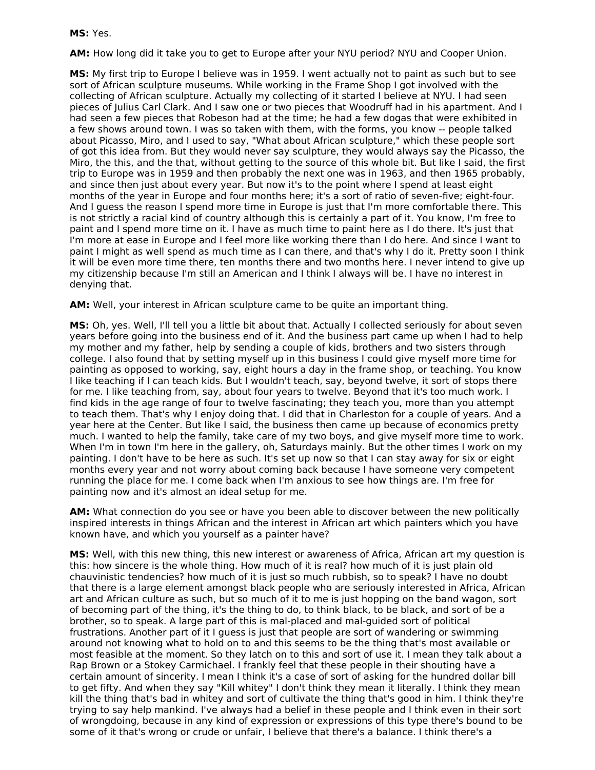**MS:** Yes.

**AM:** How long did it take you to get to Europe after your NYU period? NYU and Cooper Union.

**MS:** My first trip to Europe I believe was in 1959. I went actually not to paint as such but to see sort of African sculpture museums. While working in the Frame Shop I got involved with the collecting of African sculpture. Actually my collecting of it started I believe at NYU. I had seen pieces of Julius Carl Clark. And I saw one or two pieces that Woodruff had in his apartment. And I had seen a few pieces that Robeson had at the time; he had a few dogas that were exhibited in a few shows around town. I was so taken with them, with the forms, you know -- people talked about Picasso, Miro, and I used to say, "What about African sculpture," which these people sort of got this idea from. But they would never say sculpture, they would always say the Picasso, the Miro, the this, and the that, without getting to the source of this whole bit. But like I said, the first trip to Europe was in 1959 and then probably the next one was in 1963, and then 1965 probably, and since then just about every year. But now it's to the point where I spend at least eight months of the year in Europe and four months here; it's a sort of ratio of seven-five; eight-four. And I guess the reason I spend more time in Europe is just that I'm more comfortable there. This is not strictly a racial kind of country although this is certainly a part of it. You know, I'm free to paint and I spend more time on it. I have as much time to paint here as I do there. It's just that I'm more at ease in Europe and I feel more like working there than I do here. And since I want to paint I might as well spend as much time as I can there, and that's why I do it. Pretty soon I think it will be even more time there, ten months there and two months here. I never intend to give up my citizenship because I'm still an American and I think I always will be. I have no interest in denying that.

**AM:** Well, your interest in African sculpture came to be quite an important thing.

**MS:** Oh, yes. Well, I'll tell you a little bit about that. Actually I collected seriously for about seven years before going into the business end of it. And the business part came up when I had to help my mother and my father, help by sending a couple of kids, brothers and two sisters through college. I also found that by setting myself up in this business I could give myself more time for painting as opposed to working, say, eight hours a day in the frame shop, or teaching. You know I like teaching if I can teach kids. But I wouldn't teach, say, beyond twelve, it sort of stops there for me. I like teaching from, say, about four years to twelve. Beyond that it's too much work. I find kids in the age range of four to twelve fascinating; they teach you, more than you attempt to teach them. That's why I enjoy doing that. I did that in Charleston for a couple of years. And a year here at the Center. But like I said, the business then came up because of economics pretty much. I wanted to help the family, take care of my two boys, and give myself more time to work. When I'm in town I'm here in the gallery, oh, Saturdays mainly. But the other times I work on my painting. I don't have to be here as such. It's set up now so that I can stay away for six or eight months every year and not worry about coming back because I have someone very competent running the place for me. I come back when I'm anxious to see how things are. I'm free for painting now and it's almost an ideal setup for me.

**AM:** What connection do you see or have you been able to discover between the new politically inspired interests in things African and the interest in African art which painters which you have known have, and which you yourself as a painter have?

**MS:** Well, with this new thing, this new interest or awareness of Africa, African art my question is this: how sincere is the whole thing. How much of it is real? how much of it is just plain old chauvinistic tendencies? how much of it is just so much rubbish, so to speak? I have no doubt that there is a large element amongst black people who are seriously interested in Africa, African art and African culture as such, but so much of it to me is just hopping on the band wagon, sort of becoming part of the thing, it's the thing to do, to think black, to be black, and sort of be a brother, so to speak. A large part of this is mal-placed and mal-guided sort of political frustrations. Another part of it I guess is just that people are sort of wandering or swimming around not knowing what to hold on to and this seems to be the thing that's most available or most feasible at the moment. So they latch on to this and sort of use it. I mean they talk about a Rap Brown or a Stokey Carmichael. I frankly feel that these people in their shouting have a certain amount of sincerity. I mean I think it's a case of sort of asking for the hundred dollar bill to get fifty. And when they say "Kill whitey" I don't think they mean it literally. I think they mean kill the thing that's bad in whitey and sort of cultivate the thing that's good in him. I think they're trying to say help mankind. I've always had a belief in these people and I think even in their sort of wrongdoing, because in any kind of expression or expressions of this type there's bound to be some of it that's wrong or crude or unfair, I believe that there's a balance. I think there's a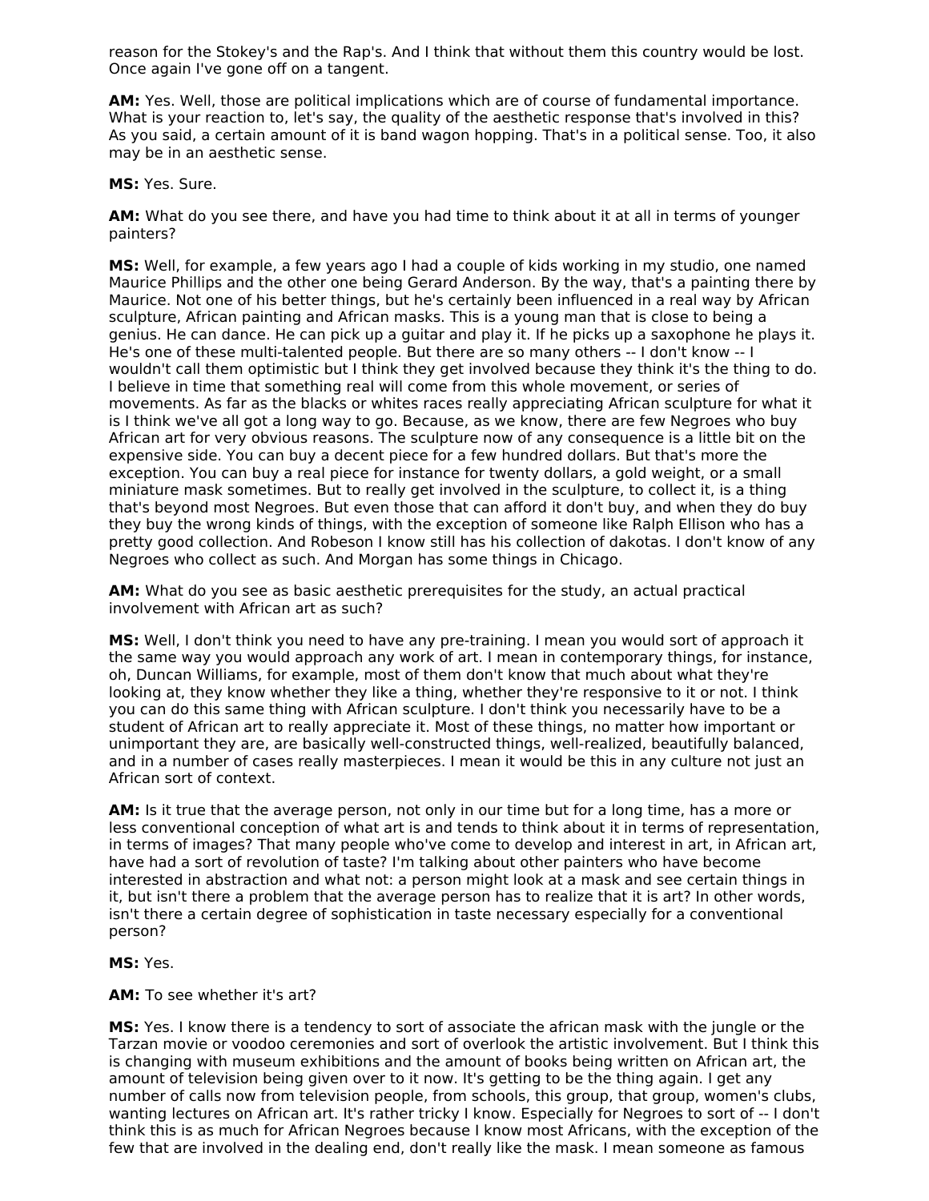reason for the Stokey's and the Rap's. And I think that without them this country would be lost. Once again I've gone off on a tangent.

**AM:** Yes. Well, those are political implications which are of course of fundamental importance. What is your reaction to, let's say, the quality of the aesthetic response that's involved in this? As you said, a certain amount of it is band wagon hopping. That's in a political sense. Too, it also may be in an aesthetic sense.

**MS:** Yes. Sure.

**AM:** What do you see there, and have you had time to think about it at all in terms of younger painters?

**MS:** Well, for example, a few years ago I had a couple of kids working in my studio, one named Maurice Phillips and the other one being Gerard Anderson. By the way, that's a painting there by Maurice. Not one of his better things, but he's certainly been influenced in a real way by African sculpture, African painting and African masks. This is a young man that is close to being a genius. He can dance. He can pick up a guitar and play it. If he picks up a saxophone he plays it. He's one of these multi-talented people. But there are so many others -- I don't know -- I wouldn't call them optimistic but I think they get involved because they think it's the thing to do. I believe in time that something real will come from this whole movement, or series of movements. As far as the blacks or whites races really appreciating African sculpture for what it is I think we've all got a long way to go. Because, as we know, there are few Negroes who buy African art for very obvious reasons. The sculpture now of any consequence is a little bit on the expensive side. You can buy a decent piece for a few hundred dollars. But that's more the exception. You can buy a real piece for instance for twenty dollars, a gold weight, or a small miniature mask sometimes. But to really get involved in the sculpture, to collect it, is a thing that's beyond most Negroes. But even those that can afford it don't buy, and when they do buy they buy the wrong kinds of things, with the exception of someone like Ralph Ellison who has a pretty good collection. And Robeson I know still has his collection of dakotas. I don't know of any Negroes who collect as such. And Morgan has some things in Chicago.

**AM:** What do you see as basic aesthetic prerequisites for the study, an actual practical involvement with African art as such?

**MS:** Well, I don't think you need to have any pre-training. I mean you would sort of approach it the same way you would approach any work of art. I mean in contemporary things, for instance, oh, Duncan Williams, for example, most of them don't know that much about what they're looking at, they know whether they like a thing, whether they're responsive to it or not. I think you can do this same thing with African sculpture. I don't think you necessarily have to be a student of African art to really appreciate it. Most of these things, no matter how important or unimportant they are, are basically well-constructed things, well-realized, beautifully balanced, and in a number of cases really masterpieces. I mean it would be this in any culture not just an African sort of context.

**AM:** Is it true that the average person, not only in our time but for a long time, has a more or less conventional conception of what art is and tends to think about it in terms of representation, in terms of images? That many people who've come to develop and interest in art, in African art, have had a sort of revolution of taste? I'm talking about other painters who have become interested in abstraction and what not: a person might look at a mask and see certain things in it, but isn't there a problem that the average person has to realize that it is art? In other words, isn't there a certain degree of sophistication in taste necessary especially for a conventional person?

**MS:** Yes.

**AM:** To see whether it's art?

**MS:** Yes. I know there is a tendency to sort of associate the african mask with the jungle or the Tarzan movie or voodoo ceremonies and sort of overlook the artistic involvement. But I think this is changing with museum exhibitions and the amount of books being written on African art, the amount of television being given over to it now. It's getting to be the thing again. I get any number of calls now from television people, from schools, this group, that group, women's clubs, wanting lectures on African art. It's rather tricky I know. Especially for Negroes to sort of -- I don't think this is as much for African Negroes because I know most Africans, with the exception of the few that are involved in the dealing end, don't really like the mask. I mean someone as famous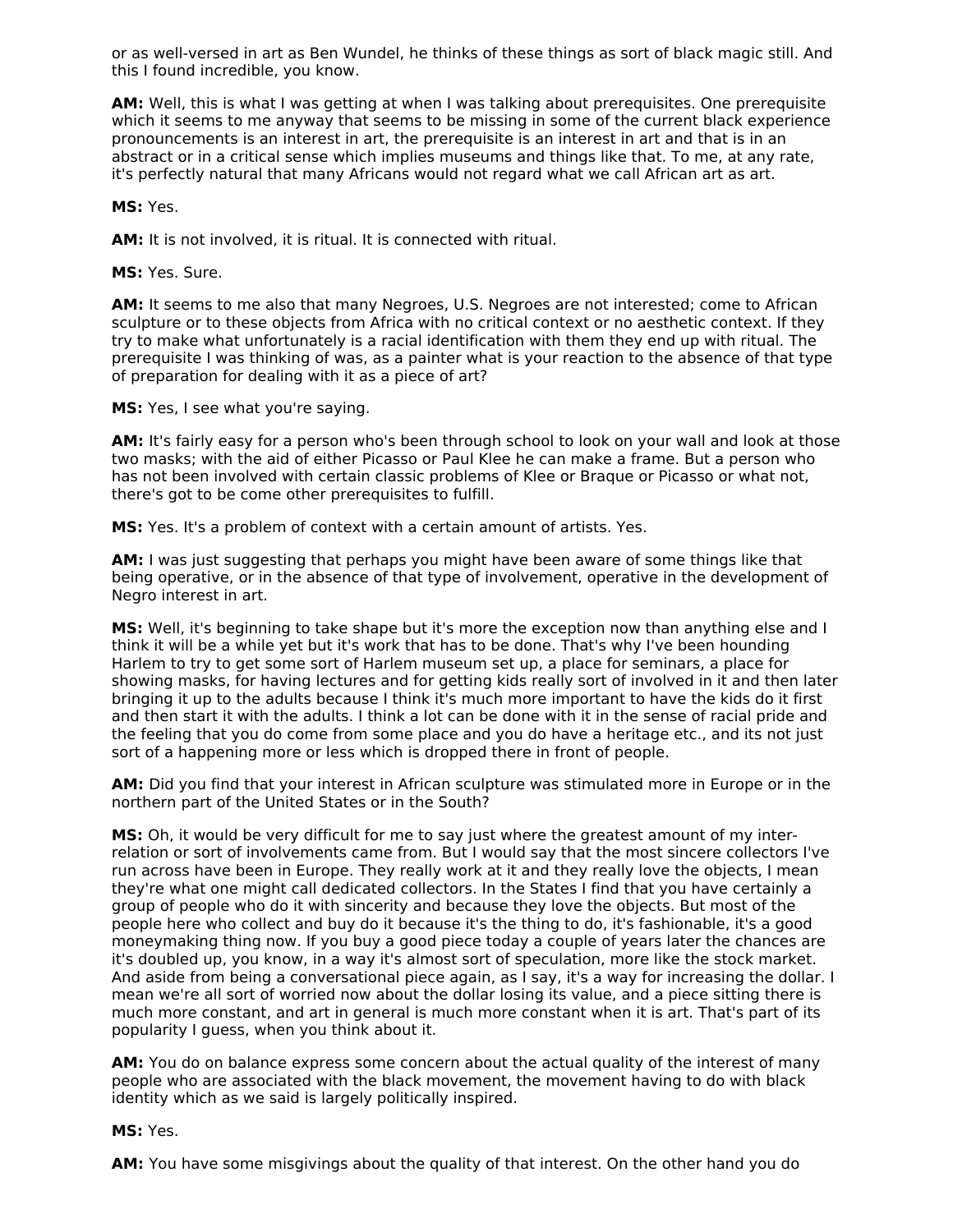or as well-versed in art as Ben Wundel, he thinks of these things as sort of black magic still. And this I found incredible, you know.

**AM:** Well, this is what I was getting at when I was talking about prerequisites. One prerequisite which it seems to me anyway that seems to be missing in some of the current black experience pronouncements is an interest in art, the prerequisite is an interest in art and that is in an abstract or in a critical sense which implies museums and things like that. To me, at any rate, it's perfectly natural that many Africans would not regard what we call African art as art.

**MS:** Yes.

**AM:** It is not involved, it is ritual. It is connected with ritual.

**MS:** Yes. Sure.

**AM:** It seems to me also that many Negroes, U.S. Negroes are not interested; come to African sculpture or to these objects from Africa with no critical context or no aesthetic context. If they try to make what unfortunately is a racial identification with them they end up with ritual. The prerequisite I was thinking of was, as a painter what is your reaction to the absence of that type of preparation for dealing with it as a piece of art?

**MS:** Yes, I see what you're saying.

**AM:** It's fairly easy for a person who's been through school to look on your wall and look at those two masks; with the aid of either Picasso or Paul Klee he can make a frame. But a person who has not been involved with certain classic problems of Klee or Braque or Picasso or what not, there's got to be come other prerequisites to fulfill.

**MS:** Yes. It's a problem of context with a certain amount of artists. Yes.

**AM:** I was just suggesting that perhaps you might have been aware of some things like that being operative, or in the absence of that type of involvement, operative in the development of Negro interest in art.

**MS:** Well, it's beginning to take shape but it's more the exception now than anything else and I think it will be a while yet but it's work that has to be done. That's why I've been hounding Harlem to try to get some sort of Harlem museum set up, a place for seminars, a place for showing masks, for having lectures and for getting kids really sort of involved in it and then later bringing it up to the adults because I think it's much more important to have the kids do it first and then start it with the adults. I think a lot can be done with it in the sense of racial pride and the feeling that you do come from some place and you do have a heritage etc., and its not just sort of a happening more or less which is dropped there in front of people.

**AM:** Did you find that your interest in African sculpture was stimulated more in Europe or in the northern part of the United States or in the South?

**MS:** Oh, it would be very difficult for me to say just where the greatest amount of my inter-relation or sort of involvements came from. But I would say that the most sincere collectors I've run across have been in Europe. They really work at it and they really love the objects, I mean they're what one might call dedicated collectors. In the States I find that you have certainly a group of people who do it with sincerity and because they love the objects. But most of the people here who collect and buy do it because it's the thing to do, it's fashionable, it's a good moneymaking thing now. If you buy a good piece today a couple of years later the chances are it's doubled up, you know, in a way it's almost sort of speculation, more like the stock market. And aside from being a conversational piece again, as I say, it's a way for increasing the dollar. I mean we're all sort of worried now about the dollar losing its value, and a piece sitting there is much more constant, and art in general is much more constant when it is art. That's part of its popularity I guess, when you think about it.

**AM:** You do on balance express some concern about the actual quality of the interest of many people who are associated with the black movement, the movement having to do with black identity which as we said is largely politically inspired.

**MS:** Yes.

**AM:** You have some misgivings about the quality of that interest. On the other hand you do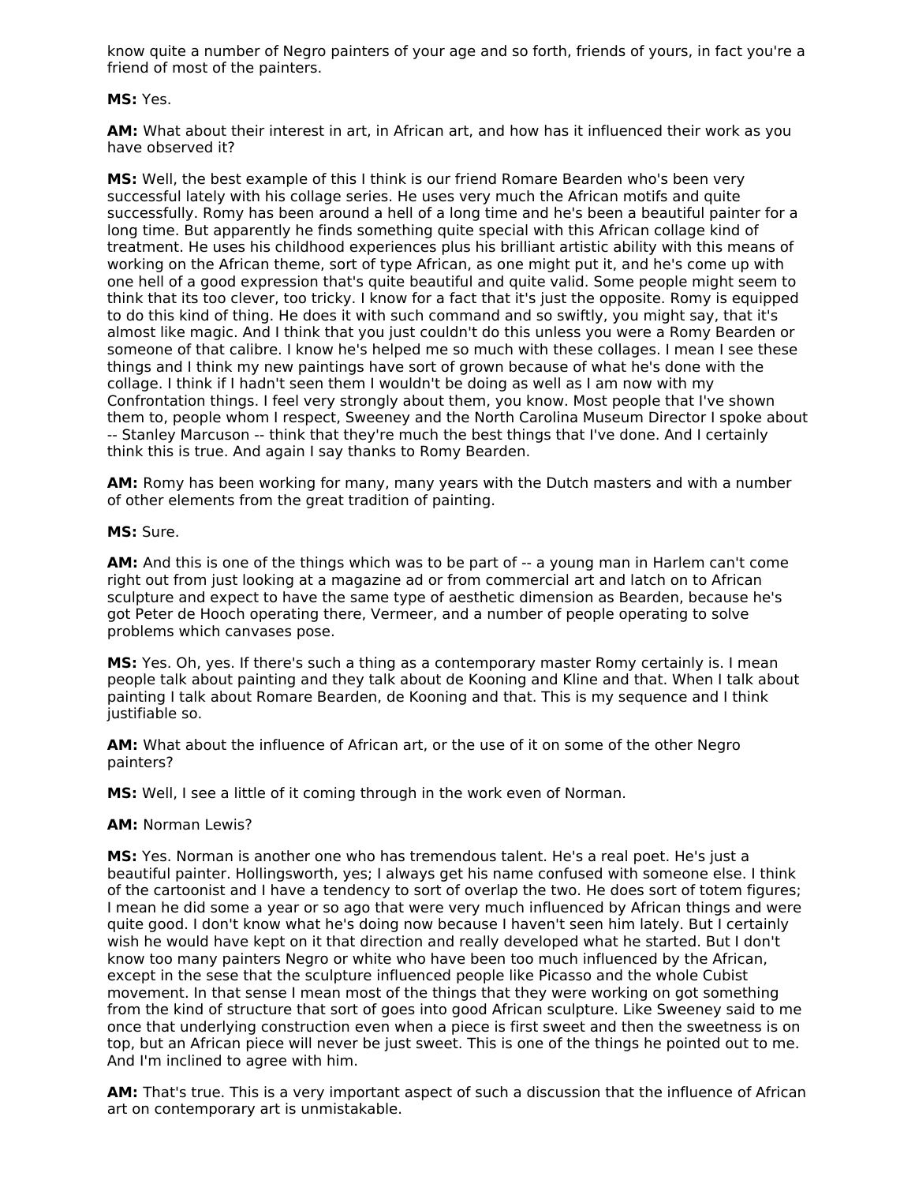know quite a number of Negro painters of your age and so forth, friends of yours, in fact you're a friend of most of the painters.

**MS:** Yes.

**AM:** What about their interest in art, in African art, and how has it influenced their work as you have observed it?

**MS:** Well, the best example of this I think is our friend Romare Bearden who's been very successful lately with his collage series. He uses very much the African motifs and quite successfully. Romy has been around a hell of a long time and he's been a beautiful painter for a long time. But apparently he finds something quite special with this African collage kind of treatment. He uses his childhood experiences plus his brilliant artistic ability with this means of working on the African theme, sort of type African, as one might put it, and he's come up with one hell of a good expression that's quite beautiful and quite valid. Some people might seem to think that its too clever, too tricky. I know for a fact that it's just the opposite. Romy is equipped to do this kind of thing. He does it with such command and so swiftly, you might say, that it's almost like magic. And I think that you just couldn't do this unless you were a Romy Bearden or someone of that calibre. I know he's helped me so much with these collages. I mean I see these things and I think my new paintings have sort of grown because of what he's done with the collage. I think if I hadn't seen them I wouldn't be doing as well as I am now with my Confrontation things. I feel very strongly about them, you know. Most people that I've shown them to, people whom I respect, Sweeney and the North Carolina Museum Director I spoke about -- Stanley Marcuson -- think that they're much the best things that I've done. And I certainly think this is true. And again I say thanks to Romy Bearden.

**AM:** Romy has been working for many, many years with the Dutch masters and with a number of other elements from the great tradition of painting.

**MS:** Sure.

**AM:** And this is one of the things which was to be part of -- a young man in Harlem can't come right out from just looking at a magazine ad or from commercial art and latch on to African sculpture and expect to have the same type of aesthetic dimension as Bearden, because he's got Peter de Hooch operating there, Vermeer, and a number of people operating to solve problems which canvases pose.

**MS:** Yes. Oh, yes. If there's such a thing as a contemporary master Romy certainly is. I mean people talk about painting and they talk about de Kooning and Kline and that. When I talk about painting I talk about Romare Bearden, de Kooning and that. This is my sequence and I think justifiable so.

**AM:** What about the influence of African art, or the use of it on some of the other Negro painters?

**MS:** Well, I see a little of it coming through in the work even of Norman.

**AM:** Norman Lewis?

**MS:** Yes. Norman is another one who has tremendous talent. He's a real poet. He's just a beautiful painter. Hollingsworth, yes; I always get his name confused with someone else. I think of the cartoonist and I have a tendency to sort of overlap the two. He does sort of totem figures; I mean he did some a year or so ago that were very much influenced by African things and were quite good. I don't know what he's doing now because I haven't seen him lately. But I certainly wish he would have kept on it that direction and really developed what he started. But I don't know too many painters Negro or white who have been too much influenced by the African, except in the sese that the sculpture influenced people like Picasso and the whole Cubist movement. In that sense I mean most of the things that they were working on got something from the kind of structure that sort of goes into good African sculpture. Like Sweeney said to me once that underlying construction even when a piece is first sweet and then the sweetness is on top, but an African piece will never be just sweet. This is one of the things he pointed out to me. And I'm inclined to agree with him.

**AM:** That's true. This is a very important aspect of such a discussion that the influence of African art on contemporary art is unmistakable.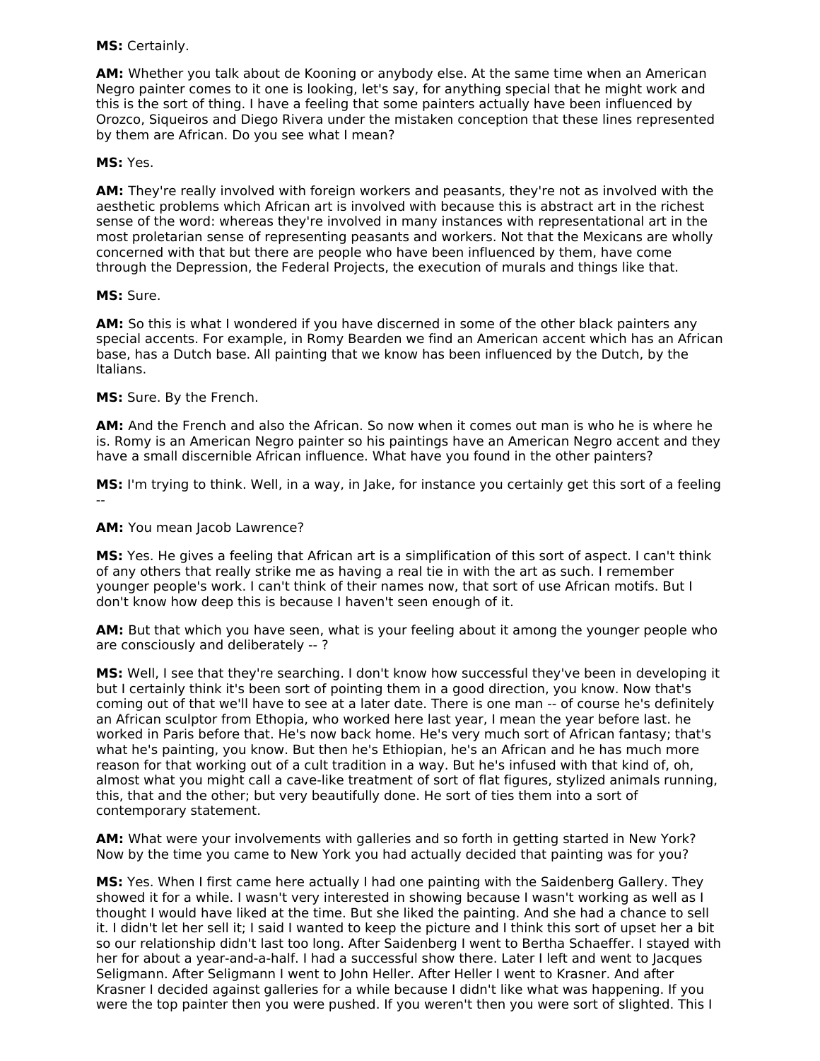**MS:** Certainly.

**AM:** Whether you talk about de Kooning or anybody else. At the same time when an American Negro painter comes to it one is looking, let's say, for anything special that he might work and this is the sort of thing. I have a feeling that some painters actually have been influenced by Orozco, Siqueiros and Diego Rivera under the mistaken conception that these lines represented by them are African. Do you see what I mean?

**MS:** Yes.

**AM:** They're really involved with foreign workers and peasants, they're not as involved with the aesthetic problems which African art is involved with because this is abstract art in the richest sense of the word: whereas they're involved in many instances with representational art in the most proletarian sense of representing peasants and workers. Not that the Mexicans are wholly concerned with that but there are people who have been influenced by them, have come through the Depression, the Federal Projects, the execution of murals and things like that.

**MS:** Sure.

**AM:** So this is what I wondered if you have discerned in some of the other black painters any special accents. For example, in Romy Bearden we find an American accent which has an African base, has a Dutch base. All painting that we know has been influenced by the Dutch, by the Italians.

**MS:** Sure. By the French.

**AM:** And the French and also the African. So now when it comes out man is who he is where he is. Romy is an American Negro painter so his paintings have an American Negro accent and they have a small discernible African influence. What have you found in the other painters?

**MS:** I'm trying to think. Well, in a way, in Jake, for instance you certainly get this sort of a feeling --

**AM:** You mean Jacob Lawrence?

**MS:** Yes. He gives a feeling that African art is a simplification of this sort of aspect. I can't think of any others that really strike me as having a real tie in with the art as such. I remember younger people's work. I can't think of their names now, that sort of use African motifs. But I don't know how deep this is because I haven't seen enough of it.

**AM:** But that which you have seen, what is your feeling about it among the younger people who are consciously and deliberately -- ?

**MS:** Well, I see that they're searching. I don't know how successful they've been in developing it but I certainly think it's been sort of pointing them in a good direction, you know. Now that's coming out of that we'll have to see at a later date. There is one man -- of course he's definitely an African sculptor from Ethopia, who worked here last year, I mean the year before last. he worked in Paris before that. He's now back home. He's very much sort of African fantasy; that's what he's painting, you know. But then he's Ethiopian, he's an African and he has much more reason for that working out of a cult tradition in a way. But he's infused with that kind of, oh, almost what you might call a cave-like treatment of sort of flat figures, stylized animals running, this, that and the other; but very beautifully done. He sort of ties them into a sort of contemporary statement.

**AM:** What were your involvements with galleries and so forth in getting started in New York? Now by the time you came to New York you had actually decided that painting was for you?

**MS:** Yes. When I first came here actually I had one painting with the Saidenberg Gallery. They showed it for a while. I wasn't very interested in showing because I wasn't working as well as I thought I would have liked at the time. But she liked the painting. And she had a chance to sell it. I didn't let her sell it; I said I wanted to keep the picture and I think this sort of upset her a bit so our relationship didn't last too long. After Saidenberg I went to Bertha Schaeffer. I stayed with her for about a year-and-a-half. I had a successful show there. Later I left and went to Jacques Seligmann. After Seligmann I went to John Heller. After Heller I went to Krasner. And after Krasner I decided against galleries for a while because I didn't like what was happening. If you were the top painter then you were pushed. If you weren't then you were sort of slighted. This I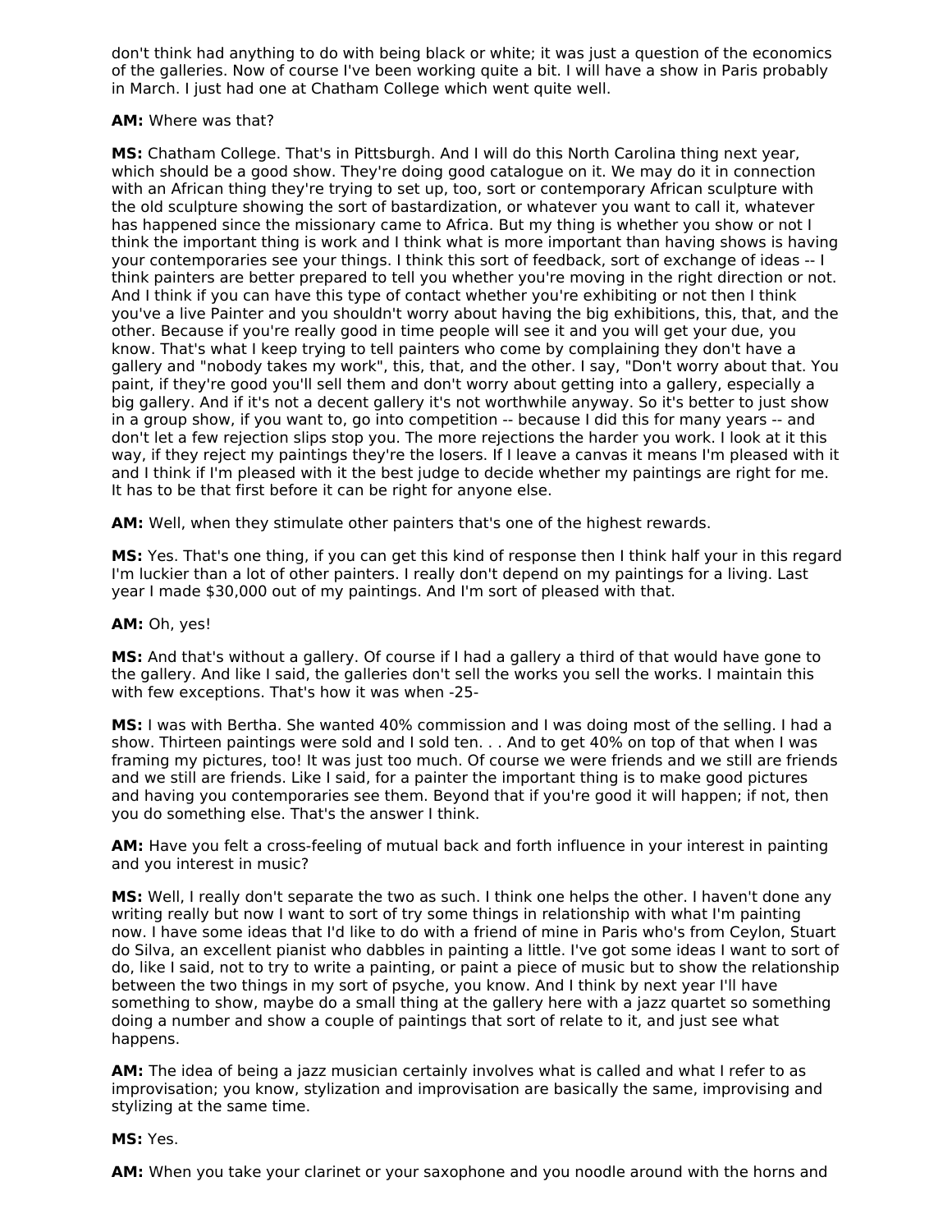don't think had anything to do with being black or white; it was just a question of the economics of the galleries. Now of course I've been working quite a bit. I will have a show in Paris probably in March. I just had one at Chatham College which went quite well.

**AM:** Where was that?

**MS:** Chatham College. That's in Pittsburgh. And I will do this North Carolina thing next year, which should be a good show. They're doing good catalogue on it. We may do it in connection with an African thing they're trying to set up, too, sort or contemporary African sculpture with the old sculpture showing the sort of bastardization, or whatever you want to call it, whatever has happened since the missionary came to Africa. But my thing is whether you show or not I think the important thing is work and I think what is more important than having shows is having your contemporaries see your things. I think this sort of feedback, sort of exchange of ideas -- I think painters are better prepared to tell you whether you're moving in the right direction or not. And I think if you can have this type of contact whether you're exhibiting or not then I think you've a live Painter and you shouldn't worry about having the big exhibitions, this, that, and the other. Because if you're really good in time people will see it and you will get your due, you know. That's what I keep trying to tell painters who come by complaining they don't have a gallery and "nobody takes my work", this, that, and the other. I say, "Don't worry about that. You paint, if they're good you'll sell them and don't worry about getting into a gallery, especially a big gallery. And if it's not a decent gallery it's not worthwhile anyway. So it's better to just show in a group show, if you want to, go into competition -- because I did this for many years -- and don't let a few rejection slips stop you. The more rejections the harder you work. I look at it this way, if they reject my paintings they're the losers. If I leave a canvas it means I'm pleased with it and I think if I'm pleased with it the best judge to decide whether my paintings are right for me. It has to be that first before it can be right for anyone else.

**AM:** Well, when they stimulate other painters that's one of the highest rewards.

**MS:** Yes. That's one thing, if you can get this kind of response then I think half your in this regard I'm luckier than a lot of other painters. I really don't depend on my paintings for a living. Last year I made $30,000 out of my paintings. And I'm sort of pleased with that.

**AM:** Oh, yes!

**MS:** And that's without a gallery. Of course if I had a gallery a third of that would have gone to the gallery. And like I said, the galleries don't sell the works you sell the works. I maintain this with few exceptions. That's how it was when -25-

**MS:** I was with Bertha. She wanted 40% commission and I was doing most of the selling. I had a show. Thirteen paintings were sold and I sold ten. . . And to get 40% on top of that when I was framing my pictures, too! It was just too much. Of course we were friends and we still are friends and we still are friends. Like I said, for a painter the important thing is to make good pictures and having you contemporaries see them. Beyond that if you're good it will happen; if not, then you do something else. That's the answer I think.

**AM:** Have you felt a cross-feeling of mutual back and forth influence in your interest in painting and you interest in music?

**MS:** Well, I really don't separate the two as such. I think one helps the other. I haven't done any writing really but now I want to sort of try some things in relationship with what I'm painting now. I have some ideas that I'd like to do with a friend of mine in Paris who's from Ceylon, Stuart do Silva, an excellent pianist who dabbles in painting a little. I've got some ideas I want to sort of do, like I said, not to try to write a painting, or paint a piece of music but to show the relationship between the two things in my sort of psyche, you know. And I think by next year I'll have something to show, maybe do a small thing at the gallery here with a jazz quartet so something doing a number and show a couple of paintings that sort of relate to it, and just see what happens.

**AM:** The idea of being a jazz musician certainly involves what is called and what I refer to as improvisation; you know, stylization and improvisation are basically the same, improvising and stylizing at the same time.

**MS:** Yes.

**AM:** When you take your clarinet or your saxophone and you noodle around with the horns and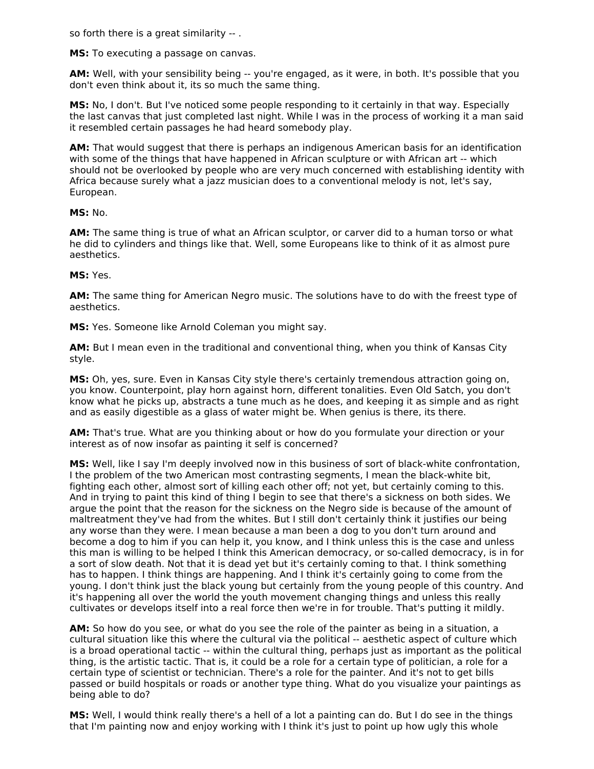so forth there is a great similarity -- .

**MS:** To executing a passage on canvas.

**AM:** Well, with your sensibility being -- you're engaged, as it were, in both. It's possible that you don't even think about it, its so much the same thing.

**MS:** No, I don't. But I've noticed some people responding to it certainly in that way. Especially the last canvas that just completed last night. While I was in the process of working it a man said it resembled certain passages he had heard somebody play.

**AM:** That would suggest that there is perhaps an indigenous American basis for an identification with some of the things that have happened in African sculpture or with African art -- which should not be overlooked by people who are very much concerned with establishing identity with Africa because surely what a jazz musician does to a conventional melody is not, let's say, European.

**MS:** No.

**AM:** The same thing is true of what an African sculptor, or carver did to a human torso or what he did to cylinders and things like that. Well, some Europeans like to think of it as almost pure aesthetics.

**MS:** Yes.

**AM:** The same thing for American Negro music. The solutions have to do with the freest type of aesthetics.

**MS:** Yes. Someone like Arnold Coleman you might say.

**AM:** But I mean even in the traditional and conventional thing, when you think of Kansas City style.

**MS:** Oh, yes, sure. Even in Kansas City style there's certainly tremendous attraction going on, you know. Counterpoint, play horn against horn, different tonalities. Even Old Satch, you don't know what he picks up, abstracts a tune much as he does, and keeping it as simple and as right and as easily digestible as a glass of water might be. When genius is there, its there.

**AM:** That's true. What are you thinking about or how do you formulate your direction or your interest as of now insofar as painting it self is concerned?

**MS:** Well, like I say I'm deeply involved now in this business of sort of black-white confrontation, I the problem of the two American most contrasting segments, I mean the black-white bit, fighting each other, almost sort of killing each other off; not yet, but certainly coming to this. And in trying to paint this kind of thing I begin to see that there's a sickness on both sides. We argue the point that the reason for the sickness on the Negro side is because of the amount of maltreatment they've had from the whites. But I still don't certainly think it justifies our being any worse than they were. I mean because a man been a dog to you don't turn around and become a dog to him if you can help it, you know, and I think unless this is the case and unless this man is willing to be helped I think this American democracy, or so-called democracy, is in for a sort of slow death. Not that it is dead yet but it's certainly coming to that. I think something has to happen. I think things are happening. And I think it's certainly going to come from the young. I don't think just the black young but certainly from the young people of this country. And it's happening all over the world the youth movement changing things and unless this really cultivates or develops itself into a real force then we're in for trouble. That's putting it mildly.

**AM:** So how do you see, or what do you see the role of the painter as being in a situation, a cultural situation like this where the cultural via the political -- aesthetic aspect of culture which is a broad operational tactic -- within the cultural thing, perhaps just as important as the political thing, is the artistic tactic. That is, it could be a role for a certain type of politician, a role for a certain type of scientist or technician. There's a role for the painter. And it's not to get bills passed or build hospitals or roads or another type thing. What do you visualize your paintings as being able to do?

**MS:** Well, I would think really there's a hell of a lot a painting can do. But I do see in the things that I'm painting now and enjoy working with I think it's just to point up how ugly this whole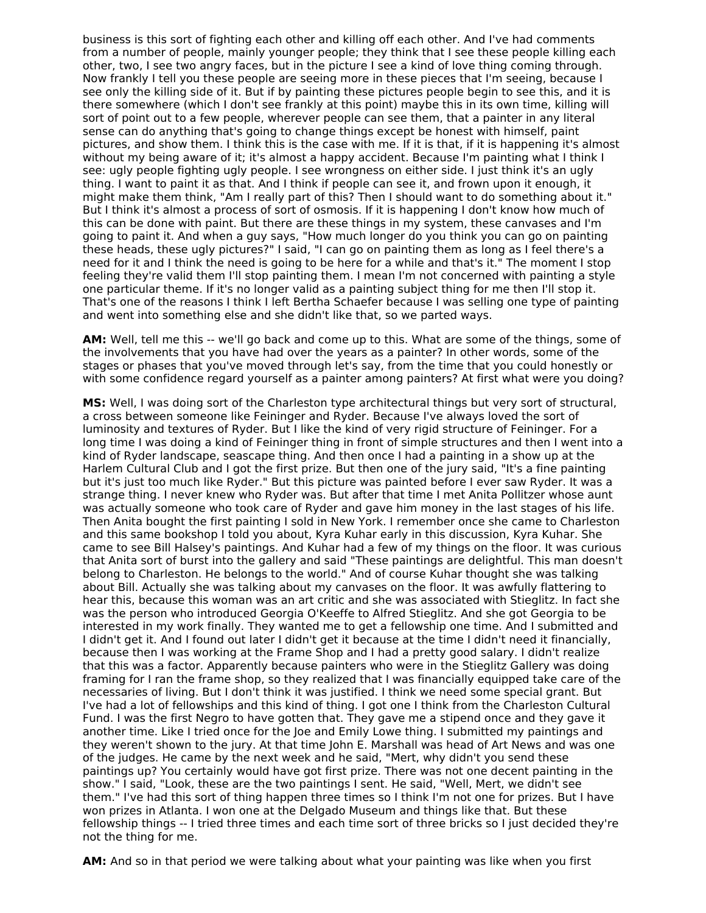business is this sort of fighting each other and killing off each other. And I've had comments from a number of people, mainly younger people; they think that I see these people killing each other, two, I see two angry faces, but in the picture I see a kind of love thing coming through. Now frankly I tell you these people are seeing more in these pieces that I'm seeing, because I see only the killing side of it. But if by painting these pictures people begin to see this, and it is there somewhere (which I don't see frankly at this point) maybe this in its own time, killing will sort of point out to a few people, wherever people can see them, that a painter in any literal sense can do anything that's going to change things except be honest with himself, paint pictures, and show them. I think this is the case with me. If it is that, if it is happening it's almost without my being aware of it; it's almost a happy accident. Because I'm painting what I think I see: ugly people fighting ugly people. I see wrongness on either side. I just think it's an ugly thing. I want to paint it as that. And I think if people can see it, and frown upon it enough, it might make them think, "Am I really part of this? Then I should want to do something about it." But I think it's almost a process of sort of osmosis. If it is happening I don't know how much of this can be done with paint. But there are these things in my system, these canvases and I'm going to paint it. And when a guy says, "How much longer do you think you can go on painting these heads, these ugly pictures?" I said, "I can go on painting them as long as I feel there's a need for it and I think the need is going to be here for a while and that's it." The moment I stop feeling they're valid them I'll stop painting them. I mean I'm not concerned with painting a style one particular theme. If it's no longer valid as a painting subject thing for me then I'll stop it. That's one of the reasons I think I left Bertha Schaefer because I was selling one type of painting and went into something else and she didn't like that, so we parted ways.

**AM:** Well, tell me this -- we'll go back and come up to this. What are some of the things, some of the involvements that you have had over the years as a painter? In other words, some of the stages or phases that you've moved through let's say, from the time that you could honestly or with some confidence regard yourself as a painter among painters? At first what were you doing?

**MS:** Well, I was doing sort of the Charleston type architectural things but very sort of structural, a cross between someone like Feininger and Ryder. Because I've always loved the sort of luminosity and textures of Ryder. But I like the kind of very rigid structure of Feininger. For a long time I was doing a kind of Feininger thing in front of simple structures and then I went into a kind of Ryder landscape, seascape thing. And then once I had a painting in a show up at the Harlem Cultural Club and I got the first prize. But then one of the jury said, "It's a fine painting but it's just too much like Ryder." But this picture was painted before I ever saw Ryder. It was a strange thing. I never knew who Ryder was. But after that time I met Anita Pollitzer whose aunt was actually someone who took care of Ryder and gave him money in the last stages of his life. Then Anita bought the first painting I sold in New York. I remember once she came to Charleston and this same bookshop I told you about, Kyra Kuhar early in this discussion, Kyra Kuhar. She came to see Bill Halsey's paintings. And Kuhar had a few of my things on the floor. It was curious that Anita sort of burst into the gallery and said "These paintings are delightful. This man doesn't belong to Charleston. He belongs to the world." And of course Kuhar thought she was talking about Bill. Actually she was talking about my canvases on the floor. It was awfully flattering to hear this, because this woman was an art critic and she was associated with Stieglitz. In fact she was the person who introduced Georgia O'Keeffe to Alfred Stieglitz. And she got Georgia to be interested in my work finally. They wanted me to get a fellowship one time. And I submitted and I didn't get it. And I found out later I didn't get it because at the time I didn't need it financially, because then I was working at the Frame Shop and I had a pretty good salary. I didn't realize that this was a factor. Apparently because painters who were in the Stieglitz Gallery was doing framing for I ran the frame shop, so they realized that I was financially equipped take care of the necessaries of living. But I don't think it was justified. I think we need some special grant. But I've had a lot of fellowships and this kind of thing. I got one I think from the Charleston Cultural Fund. I was the first Negro to have gotten that. They gave me a stipend once and they gave it another time. Like I tried once for the Joe and Emily Lowe thing. I submitted my paintings and they weren't shown to the jury. At that time John E. Marshall was head of Art News and was one of the judges. He came by the next week and he said, "Mert, why didn't you send these paintings up? You certainly would have got first prize. There was not one decent painting in the show." I said, "Look, these are the two paintings I sent. He said, "Well, Mert, we didn't see them." I've had this sort of thing happen three times so I think I'm not one for prizes. But I have won prizes in Atlanta. I won one at the Delgado Museum and things like that. But these fellowship things -- I tried three times and each time sort of three bricks so I just decided they're not the thing for me.

**AM:** And so in that period we were talking about what your painting was like when you first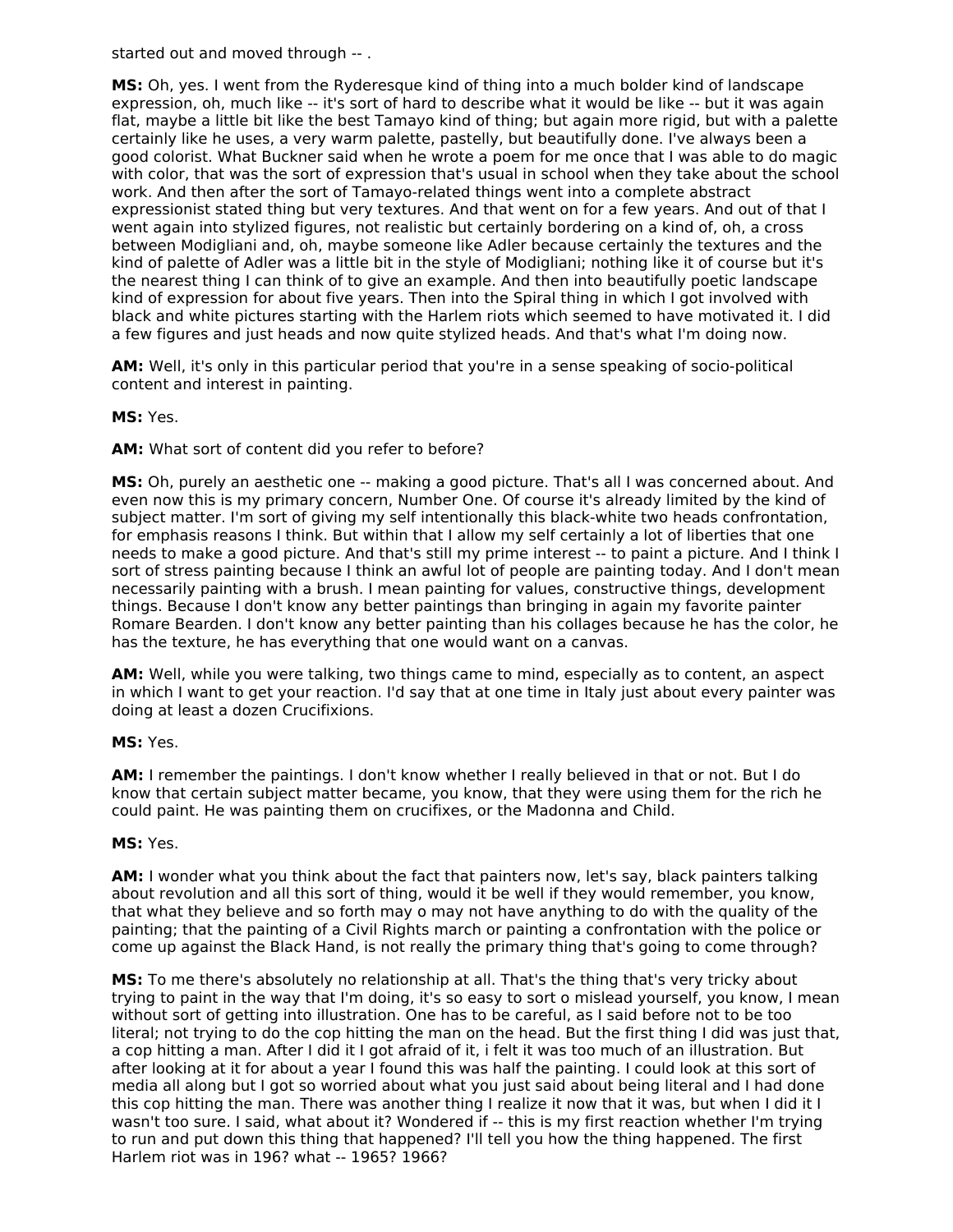started out and moved through -- .

**MS:** Oh, yes. I went from the Ryderesque kind of thing into a much bolder kind of landscape expression, oh, much like -- it's sort of hard to describe what it would be like -- but it was again flat, maybe a little bit like the best Tamayo kind of thing; but again more rigid, but with a palette certainly like he uses, a very warm palette, pastelly, but beautifully done. I've always been a good colorist. What Buckner said when he wrote a poem for me once that I was able to do magic with color, that was the sort of expression that's usual in school when they take about the school work. And then after the sort of Tamayo-related things went into a complete abstract expressionist stated thing but very textures. And that went on for a few years. And out of that I went again into stylized figures, not realistic but certainly bordering on a kind of, oh, a cross between Modigliani and, oh, maybe someone like Adler because certainly the textures and the kind of palette of Adler was a little bit in the style of Modigliani; nothing like it of course but it's the nearest thing I can think of to give an example. And then into beautifully poetic landscape kind of expression for about five years. Then into the Spiral thing in which I got involved with black and white pictures starting with the Harlem riots which seemed to have motivated it. I did a few figures and just heads and now quite stylized heads. And that's what I'm doing now.

**AM:** Well, it's only in this particular period that you're in a sense speaking of socio-political content and interest in painting.

**MS:** Yes.

**AM:** What sort of content did you refer to before?

**MS:** Oh, purely an aesthetic one -- making a good picture. That's all I was concerned about. And even now this is my primary concern, Number One. Of course it's already limited by the kind of subject matter. I'm sort of giving my self intentionally this black-white two heads confrontation, for emphasis reasons I think. But within that I allow my self certainly a lot of liberties that one needs to make a good picture. And that's still my prime interest -- to paint a picture. And I think I sort of stress painting because I think an awful lot of people are painting today. And I don't mean necessarily painting with a brush. I mean painting for values, constructive things, development things. Because I don't know any better paintings than bringing in again my favorite painter Romare Bearden. I don't know any better painting than his collages because he has the color, he has the texture, he has everything that one would want on a canvas.

**AM:** Well, while you were talking, two things came to mind, especially as to content, an aspect in which I want to get your reaction. I'd say that at one time in Italy just about every painter was doing at least a dozen Crucifixions.

**MS:** Yes.

**AM:** I remember the paintings. I don't know whether I really believed in that or not. But I do know that certain subject matter became, you know, that they were using them for the rich he could paint. He was painting them on crucifixes, or the Madonna and Child.

**MS:** Yes.

**AM:** I wonder what you think about the fact that painters now, let's say, black painters talking about revolution and all this sort of thing, would it be well if they would remember, you know, that what they believe and so forth may o may not have anything to do with the quality of the painting; that the painting of a Civil Rights march or painting a confrontation with the police or come up against the Black Hand, is not really the primary thing that's going to come through?

**MS:** To me there's absolutely no relationship at all. That's the thing that's very tricky about trying to paint in the way that I'm doing, it's so easy to sort o mislead yourself, you know, I mean without sort of getting into illustration. One has to be careful, as I said before not to be too literal; not trying to do the cop hitting the man on the head. But the first thing I did was just that, a cop hitting a man. After I did it I got afraid of it, i felt it was too much of an illustration. But after looking at it for about a year I found this was half the painting. I could look at this sort of media all along but I got so worried about what you just said about being literal and I had done this cop hitting the man. There was another thing I realize it now that it was, but when I did it I wasn't too sure. I said, what about it? Wondered if -- this is my first reaction whether I'm trying to run and put down this thing that happened? I'll tell you how the thing happened. The first Harlem riot was in 196? what -- 1965? 1966?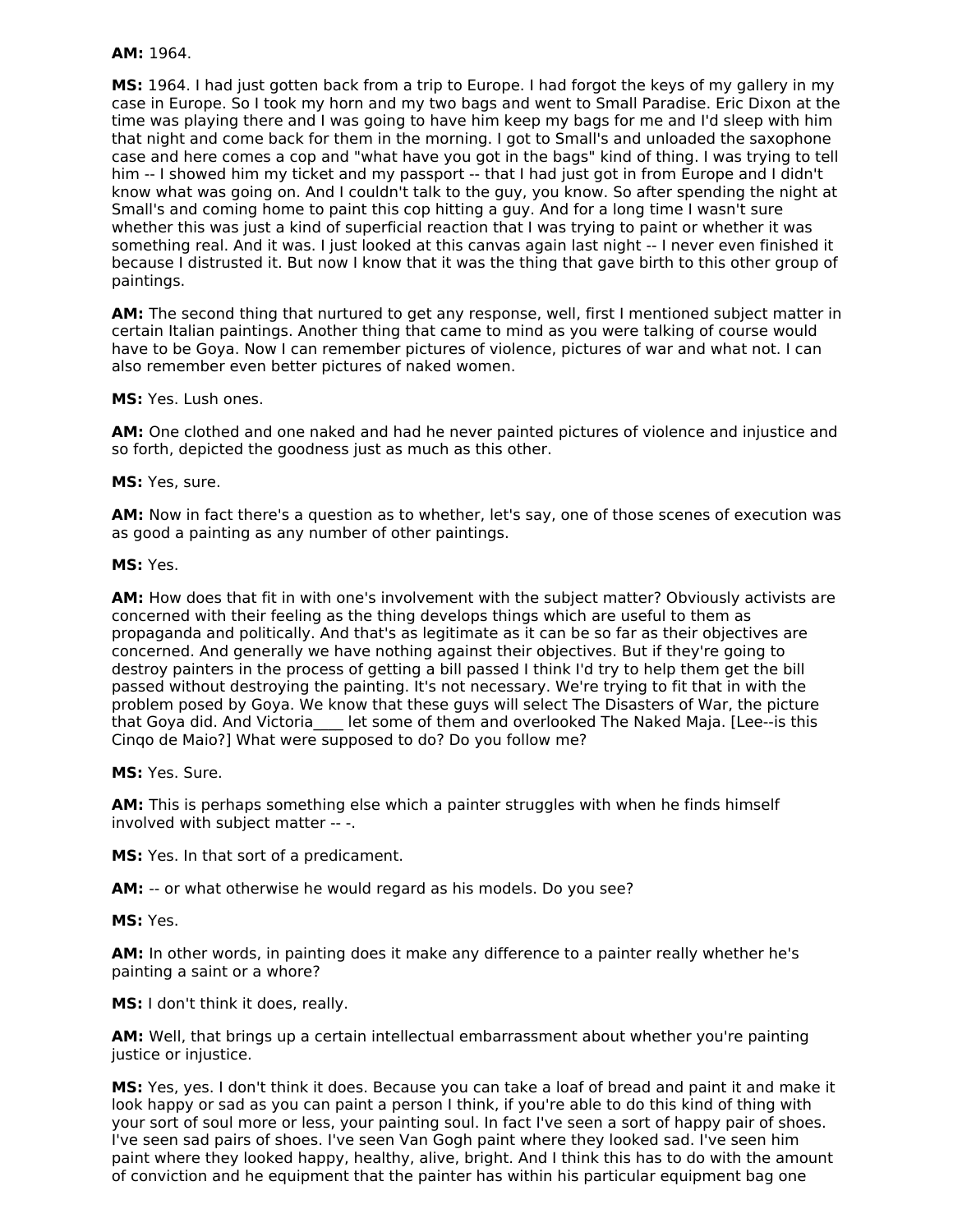**AM:** 1964.

**MS:** 1964. I had just gotten back from a trip to Europe. I had forgot the keys of my gallery in my case in Europe. So I took my horn and my two bags and went to Small Paradise. Eric Dixon at the time was playing there and I was going to have him keep my bags for me and I'd sleep with him that night and come back for them in the morning. I got to Small's and unloaded the saxophone case and here comes a cop and "what have you got in the bags" kind of thing. I was trying to tell him -- I showed him my ticket and my passport -- that I had just got in from Europe and I didn't know what was going on. And I couldn't talk to the guy, you know. So after spending the night at Small's and coming home to paint this cop hitting a guy. And for a long time I wasn't sure whether this was just a kind of superficial reaction that I was trying to paint or whether it was something real. And it was. I just looked at this canvas again last night -- I never even finished it because I distrusted it. But now I know that it was the thing that gave birth to this other group of paintings.

**AM:** The second thing that nurtured to get any response, well, first I mentioned subject matter in certain Italian paintings. Another thing that came to mind as you were talking of course would have to be Goya. Now I can remember pictures of violence, pictures of war and what not. I can also remember even better pictures of naked women.

**MS:** Yes. Lush ones.

**AM:** One clothed and one naked and had he never painted pictures of violence and injustice and so forth, depicted the goodness just as much as this other.

**MS:** Yes, sure.

**AM:** Now in fact there's a question as to whether, let's say, one of those scenes of execution was as good a painting as any number of other paintings.

**MS:** Yes.

**AM:** How does that fit in with one's involvement with the subject matter? Obviously activists are concerned with their feeling as the thing develops things which are useful to them as propaganda and politically. And that's as legitimate as it can be so far as their objectives are concerned. And generally we have nothing against their objectives. But if they're going to destroy painters in the process of getting a bill passed I think I'd try to help them get the bill passed without destroying the painting. It's not necessary. We're trying to fit that in with the problem posed by Goya. We know that these guys will select The Disasters of War, the picture that Goya did. And Victoria____ let some of them and overlooked The Naked Maja. [Lee--is this Cinqo de Maio?] What were supposed to do? Do you follow me?

**MS:** Yes. Sure.

**AM:** This is perhaps something else which a painter struggles with when he finds himself involved with subject matter -- -.

**MS:** Yes. In that sort of a predicament.

**AM:** -- or what otherwise he would regard as his models. Do you see?

**MS:** Yes.

**AM:** In other words, in painting does it make any difference to a painter really whether he's painting a saint or a whore?

**MS:** I don't think it does, really.

**AM:** Well, that brings up a certain intellectual embarrassment about whether you're painting justice or injustice.

**MS:** Yes, yes. I don't think it does. Because you can take a loaf of bread and paint it and make it look happy or sad as you can paint a person I think, if you're able to do this kind of thing with your sort of soul more or less, your painting soul. In fact I've seen a sort of happy pair of shoes. I've seen sad pairs of shoes. I've seen Van Gogh paint where they looked sad. I've seen him paint where they looked happy, healthy, alive, bright. And I think this has to do with the amount of conviction and he equipment that the painter has within his particular equipment bag one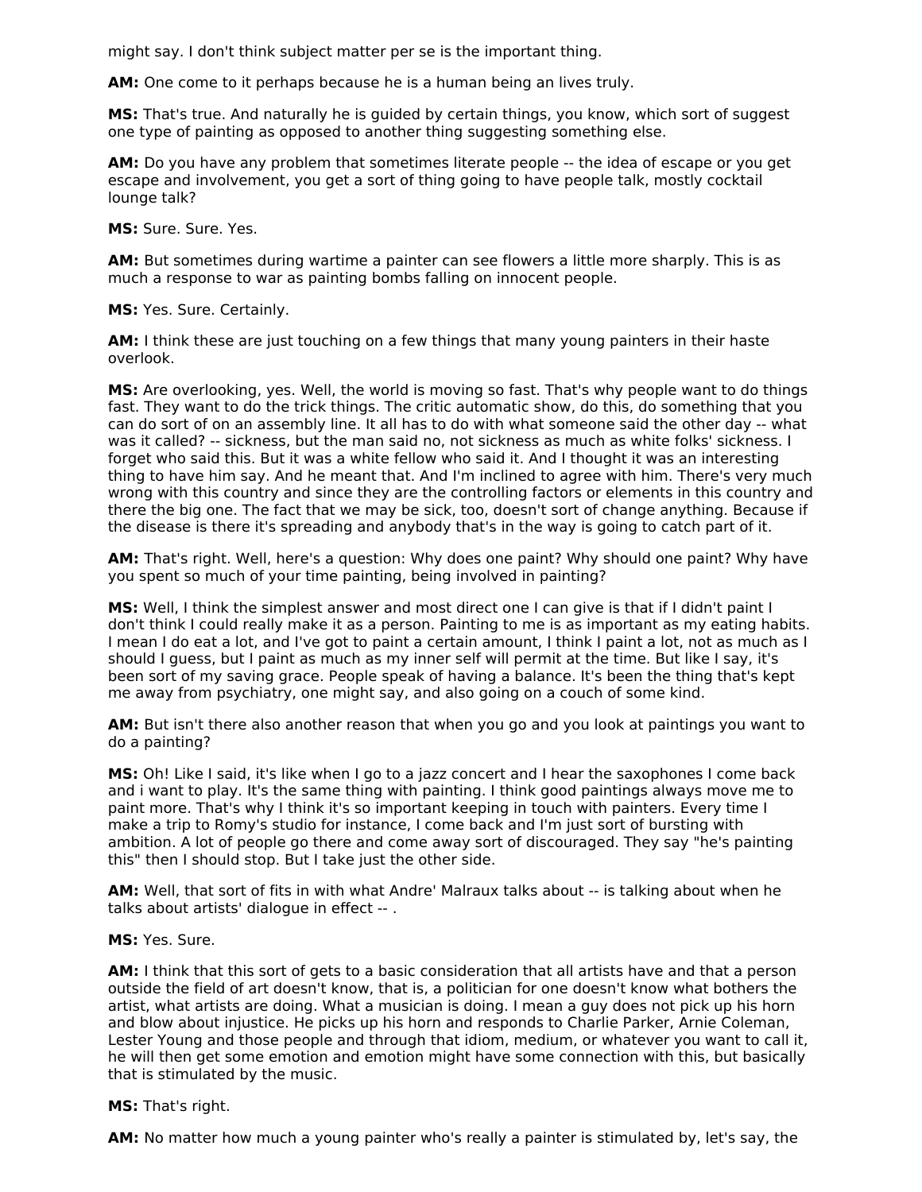might say. I don't think subject matter per se is the important thing.

**AM:** One come to it perhaps because he is a human being an lives truly.

**MS:** That's true. And naturally he is guided by certain things, you know, which sort of suggest one type of painting as opposed to another thing suggesting something else.

**AM:** Do you have any problem that sometimes literate people -- the idea of escape or you get escape and involvement, you get a sort of thing going to have people talk, mostly cocktail lounge talk?

**MS:** Sure. Sure. Yes.

**AM:** But sometimes during wartime a painter can see flowers a little more sharply. This is as much a response to war as painting bombs falling on innocent people.

**MS:** Yes. Sure. Certainly.

**AM:** I think these are just touching on a few things that many young painters in their haste overlook.

**MS:** Are overlooking, yes. Well, the world is moving so fast. That's why people want to do things fast. They want to do the trick things. The critic automatic show, do this, do something that you can do sort of on an assembly line. It all has to do with what someone said the other day -- what was it called? -- sickness, but the man said no, not sickness as much as white folks' sickness. I forget who said this. But it was a white fellow who said it. And I thought it was an interesting thing to have him say. And he meant that. And I'm inclined to agree with him. There's very much wrong with this country and since they are the controlling factors or elements in this country and there the big one. The fact that we may be sick, too, doesn't sort of change anything. Because if the disease is there it's spreading and anybody that's in the way is going to catch part of it.

**AM:** That's right. Well, here's a question: Why does one paint? Why should one paint? Why have you spent so much of your time painting, being involved in painting?

**MS:** Well, I think the simplest answer and most direct one I can give is that if I didn't paint I don't think I could really make it as a person. Painting to me is as important as my eating habits. I mean I do eat a lot, and I've got to paint a certain amount, I think I paint a lot, not as much as I should I guess, but I paint as much as my inner self will permit at the time. But like I say, it's been sort of my saving grace. People speak of having a balance. It's been the thing that's kept me away from psychiatry, one might say, and also going on a couch of some kind.

**AM:** But isn't there also another reason that when you go and you look at paintings you want to do a painting?

**MS:** Oh! Like I said, it's like when I go to a jazz concert and I hear the saxophones I come back and i want to play. It's the same thing with painting. I think good paintings always move me to paint more. That's why I think it's so important keeping in touch with painters. Every time I make a trip to Romy's studio for instance, I come back and I'm just sort of bursting with ambition. A lot of people go there and come away sort of discouraged. They say "he's painting this" then I should stop. But I take just the other side.

**AM:** Well, that sort of fits in with what Andre' Malraux talks about -- is talking about when he talks about artists' dialogue in effect -- .

**MS:** Yes. Sure.

**AM:** I think that this sort of gets to a basic consideration that all artists have and that a person outside the field of art doesn't know, that is, a politician for one doesn't know what bothers the artist, what artists are doing. What a musician is doing. I mean a guy does not pick up his horn and blow about injustice. He picks up his horn and responds to Charlie Parker, Arnie Coleman, Lester Young and those people and through that idiom, medium, or whatever you want to call it, he will then get some emotion and emotion might have some connection with this, but basically that is stimulated by the music.

**MS:** That's right.

**AM:** No matter how much a young painter who's really a painter is stimulated by, let's say, the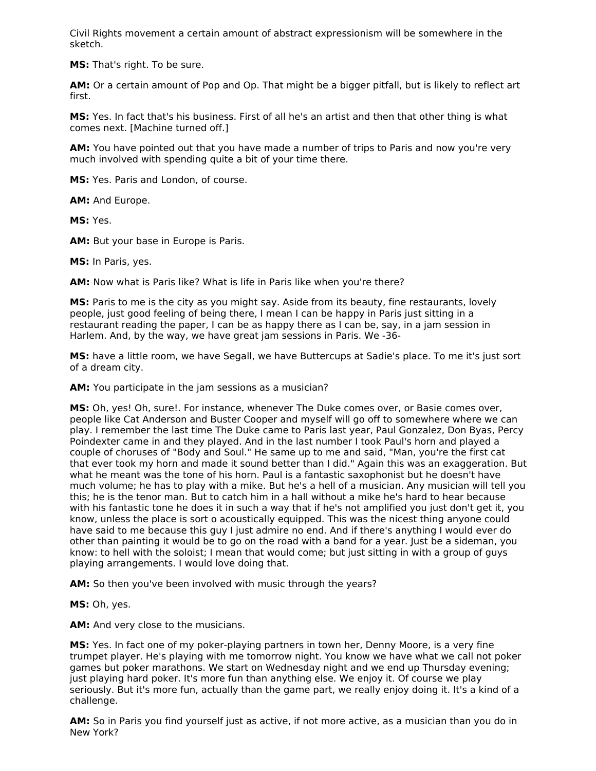Civil Rights movement a certain amount of abstract expressionism will be somewhere in the sketch.

**MS:** That's right. To be sure.

**AM:** Or a certain amount of Pop and Op. That might be a bigger pitfall, but is likely to reflect art first.

**MS:** Yes. In fact that's his business. First of all he's an artist and then that other thing is what comes next. [Machine turned off.]

**AM:** You have pointed out that you have made a number of trips to Paris and now you're very much involved with spending quite a bit of your time there.

**MS:** Yes. Paris and London, of course.

**AM:** And Europe.

**MS:** Yes.

**AM:** But your base in Europe is Paris.

**MS:** In Paris, yes.

**AM:** Now what is Paris like? What is life in Paris like when you're there?

**MS:** Paris to me is the city as you might say. Aside from its beauty, fine restaurants, lovely people, just good feeling of being there, I mean I can be happy in Paris just sitting in a restaurant reading the paper, I can be as happy there as I can be, say, in a jam session in Harlem. And, by the way, we have great jam sessions in Paris. We -36-

**MS:** have a little room, we have Segall, we have Buttercups at Sadie's place. To me it's just sort of a dream city.

**AM:** You participate in the jam sessions as a musician?

**MS:** Oh, yes! Oh, sure!. For instance, whenever The Duke comes over, or Basie comes over, people like Cat Anderson and Buster Cooper and myself will go off to somewhere where we can play. I remember the last time The Duke came to Paris last year, Paul Gonzalez, Don Byas, Percy Poindexter came in and they played. And in the last number I took Paul's horn and played a couple of choruses of "Body and Soul." He same up to me and said, "Man, you're the first cat that ever took my horn and made it sound better than I did." Again this was an exaggeration. But what he meant was the tone of his horn. Paul is a fantastic saxophonist but he doesn't have much volume; he has to play with a mike. But he's a hell of a musician. Any musician will tell you this; he is the tenor man. But to catch him in a hall without a mike he's hard to hear because with his fantastic tone he does it in such a way that if he's not amplified you just don't get it, you know, unless the place is sort o acoustically equipped. This was the nicest thing anyone could have said to me because this guy I just admire no end. And if there's anything I would ever do other than painting it would be to go on the road with a band for a year. Just be a sideman, you know: to hell with the soloist; I mean that would come; but just sitting in with a group of guys playing arrangements. I would love doing that.

**AM:** So then you've been involved with music through the years?

**MS:** Oh, yes.

**AM:** And very close to the musicians.

**MS:** Yes. In fact one of my poker-playing partners in town her, Denny Moore, is a very fine trumpet player. He's playing with me tomorrow night. You know we have what we call not poker games but poker marathons. We start on Wednesday night and we end up Thursday evening; just playing hard poker. It's more fun than anything else. We enjoy it. Of course we play seriously. But it's more fun, actually than the game part, we really enjoy doing it. It's a kind of a challenge.

**AM:** So in Paris you find yourself just as active, if not more active, as a musician than you do in New York?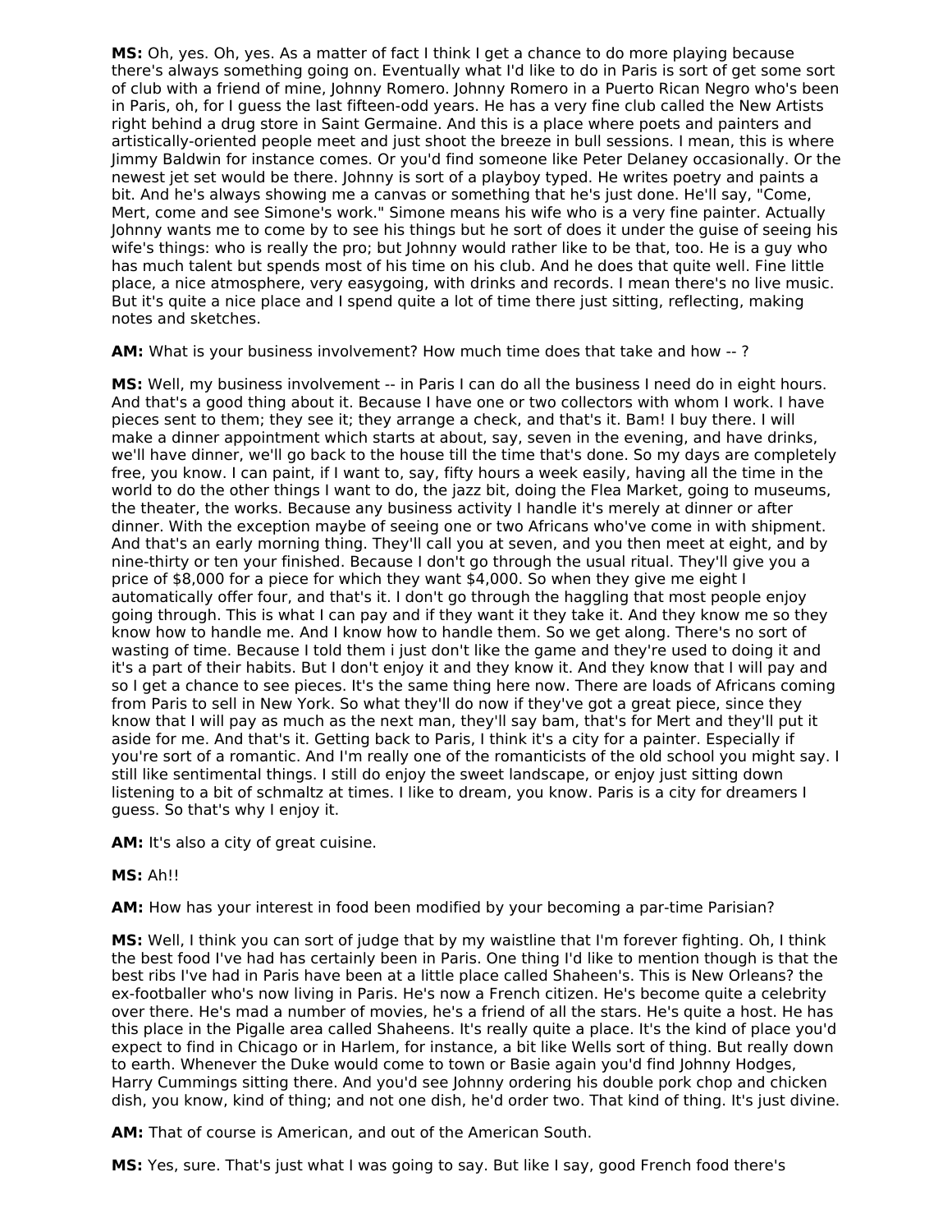**MS:** Oh, yes. Oh, yes. As a matter of fact I think I get a chance to do more playing because there's always something going on. Eventually what I'd like to do in Paris is sort of get some sort of club with a friend of mine, Johnny Romero. Johnny Romero in a Puerto Rican Negro who's been in Paris, oh, for I guess the last fifteen-odd years. He has a very fine club called the New Artists right behind a drug store in Saint Germaine. And this is a place where poets and painters and artistically-oriented people meet and just shoot the breeze in bull sessions. I mean, this is where Jimmy Baldwin for instance comes. Or you'd find someone like Peter Delaney occasionally. Or the newest jet set would be there. Johnny is sort of a playboy typed. He writes poetry and paints a bit. And he's always showing me a canvas or something that he's just done. He'll say, "Come, Mert, come and see Simone's work." Simone means his wife who is a very fine painter. Actually Johnny wants me to come by to see his things but he sort of does it under the guise of seeing his wife's things: who is really the pro; but Johnny would rather like to be that, too. He is a guy who has much talent but spends most of his time on his club. And he does that quite well. Fine little place, a nice atmosphere, very easygoing, with drinks and records. I mean there's no live music. But it's quite a nice place and I spend quite a lot of time there just sitting, reflecting, making notes and sketches.

**AM:** What is your business involvement? How much time does that take and how -- ?

**MS:** Well, my business involvement -- in Paris I can do all the business I need do in eight hours. And that's a good thing about it. Because I have one or two collectors with whom I work. I have pieces sent to them; they see it; they arrange a check, and that's it. Bam! I buy there. I will make a dinner appointment which starts at about, say, seven in the evening, and have drinks, we'll have dinner, we'll go back to the house till the time that's done. So my days are completely free, you know. I can paint, if I want to, say, fifty hours a week easily, having all the time in the world to do the other things I want to do, the jazz bit, doing the Flea Market, going to museums, the theater, the works. Because any business activity I handle it's merely at dinner or after dinner. With the exception maybe of seeing one or two Africans who've come in with shipment. And that's an early morning thing. They'll call you at seven, and you then meet at eight, and by nine-thirty or ten your finished. Because I don't go through the usual ritual. They'll give you a price of $8,000 for a piece for which they want $4,000. So when they give me eight I automatically offer four, and that's it. I don't go through the haggling that most people enjoy going through. This is what I can pay and if they want it they take it. And they know me so they know how to handle me. And I know how to handle them. So we get along. There's no sort of wasting of time. Because I told them i just don't like the game and they're used to doing it and it's a part of their habits. But I don't enjoy it and they know it. And they know that I will pay and so I get a chance to see pieces. It's the same thing here now. There are loads of Africans coming from Paris to sell in New York. So what they'll do now if they've got a great piece, since they know that I will pay as much as the next man, they'll say bam, that's for Mert and they'll put it aside for me. And that's it. Getting back to Paris, I think it's a city for a painter. Especially if you're sort of a romantic. And I'm really one of the romanticists of the old school you might say. I still like sentimental things. I still do enjoy the sweet landscape, or enjoy just sitting down listening to a bit of schmaltz at times. I like to dream, you know. Paris is a city for dreamers I guess. So that's why I enjoy it.

**AM:** It's also a city of great cuisine.

**MS:** Ah!!

**AM:** How has your interest in food been modified by your becoming a par-time Parisian?

**MS:** Well, I think you can sort of judge that by my waistline that I'm forever fighting. Oh, I think the best food I've had has certainly been in Paris. One thing I'd like to mention though is that the best ribs I've had in Paris have been at a little place called Shaheen's. This is New Orleans? the ex-footballer who's now living in Paris. He's now a French citizen. He's become quite a celebrity over there. He's mad a number of movies, he's a friend of all the stars. He's quite a host. He has this place in the Pigalle area called Shaheens. It's really quite a place. It's the kind of place you'd expect to find in Chicago or in Harlem, for instance, a bit like Wells sort of thing. But really down to earth. Whenever the Duke would come to town or Basie again you'd find Johnny Hodges, Harry Cummings sitting there. And you'd see Johnny ordering his double pork chop and chicken dish, you know, kind of thing; and not one dish, he'd order two. That kind of thing. It's just divine.

**AM:** That of course is American, and out of the American South.

**MS:** Yes, sure. That's just what I was going to say. But like I say, good French food there's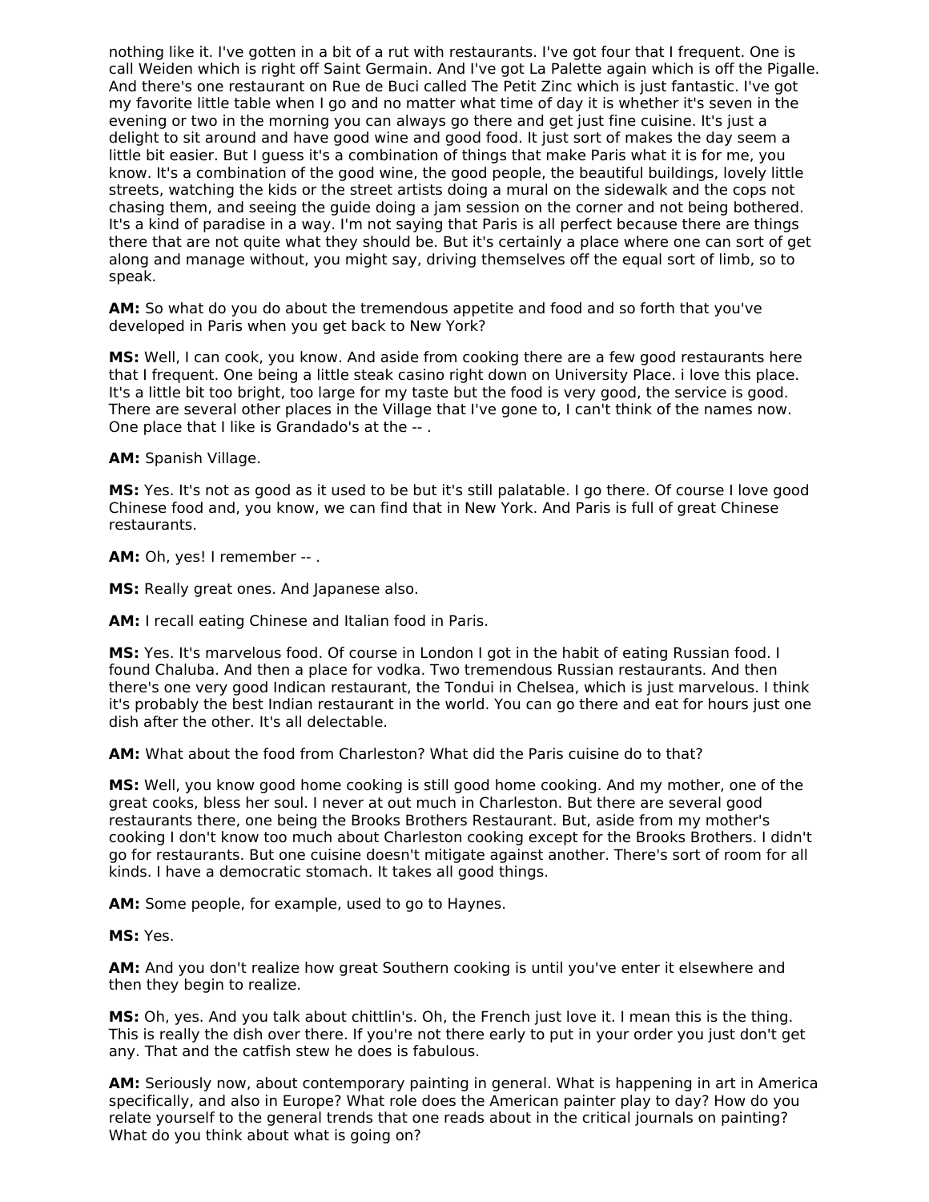nothing like it. I've gotten in a bit of a rut with restaurants. I've got four that I frequent. One is call Weiden which is right off Saint Germain. And I've got La Palette again which is off the Pigalle. And there's one restaurant on Rue de Buci called The Petit Zinc which is just fantastic. I've got my favorite little table when I go and no matter what time of day it is whether it's seven in the evening or two in the morning you can always go there and get just fine cuisine. It's just a delight to sit around and have good wine and good food. It just sort of makes the day seem a little bit easier. But I guess it's a combination of things that make Paris what it is for me, you know. It's a combination of the good wine, the good people, the beautiful buildings, lovely little streets, watching the kids or the street artists doing a mural on the sidewalk and the cops not chasing them, and seeing the guide doing a jam session on the corner and not being bothered. It's a kind of paradise in a way. I'm not saying that Paris is all perfect because there are things there that are not quite what they should be. But it's certainly a place where one can sort of get along and manage without, you might say, driving themselves off the equal sort of limb, so to speak.

**AM:** So what do you do about the tremendous appetite and food and so forth that you've developed in Paris when you get back to New York?

**MS:** Well, I can cook, you know. And aside from cooking there are a few good restaurants here that I frequent. One being a little steak casino right down on University Place. i love this place. It's a little bit too bright, too large for my taste but the food is very good, the service is good. There are several other places in the Village that I've gone to, I can't think of the names now. One place that I like is Grandado's at the -- .

**AM:** Spanish Village.

**MS:** Yes. It's not as good as it used to be but it's still palatable. I go there. Of course I love good Chinese food and, you know, we can find that in New York. And Paris is full of great Chinese restaurants.

**AM:** Oh, yes! I remember -- .

**MS:** Really great ones. And Japanese also.

**AM:** I recall eating Chinese and Italian food in Paris.

**MS:** Yes. It's marvelous food. Of course in London I got in the habit of eating Russian food. I found Chaluba. And then a place for vodka. Two tremendous Russian restaurants. And then there's one very good Indican restaurant, the Tondui in Chelsea, which is just marvelous. I think it's probably the best Indian restaurant in the world. You can go there and eat for hours just one dish after the other. It's all delectable.

**AM:** What about the food from Charleston? What did the Paris cuisine do to that?

**MS:** Well, you know good home cooking is still good home cooking. And my mother, one of the great cooks, bless her soul. I never at out much in Charleston. But there are several good restaurants there, one being the Brooks Brothers Restaurant. But, aside from my mother's cooking I don't know too much about Charleston cooking except for the Brooks Brothers. I didn't go for restaurants. But one cuisine doesn't mitigate against another. There's sort of room for all kinds. I have a democratic stomach. It takes all good things.

**AM:** Some people, for example, used to go to Haynes.

**MS:** Yes.

**AM:** And you don't realize how great Southern cooking is until you've enter it elsewhere and then they begin to realize.

**MS:** Oh, yes. And you talk about chittlin's. Oh, the French just love it. I mean this is the thing. This is really the dish over there. If you're not there early to put in your order you just don't get any. That and the catfish stew he does is fabulous.

**AM:** Seriously now, about contemporary painting in general. What is happening in art in America specifically, and also in Europe? What role does the American painter play to day? How do you relate yourself to the general trends that one reads about in the critical journals on painting? What do you think about what is going on?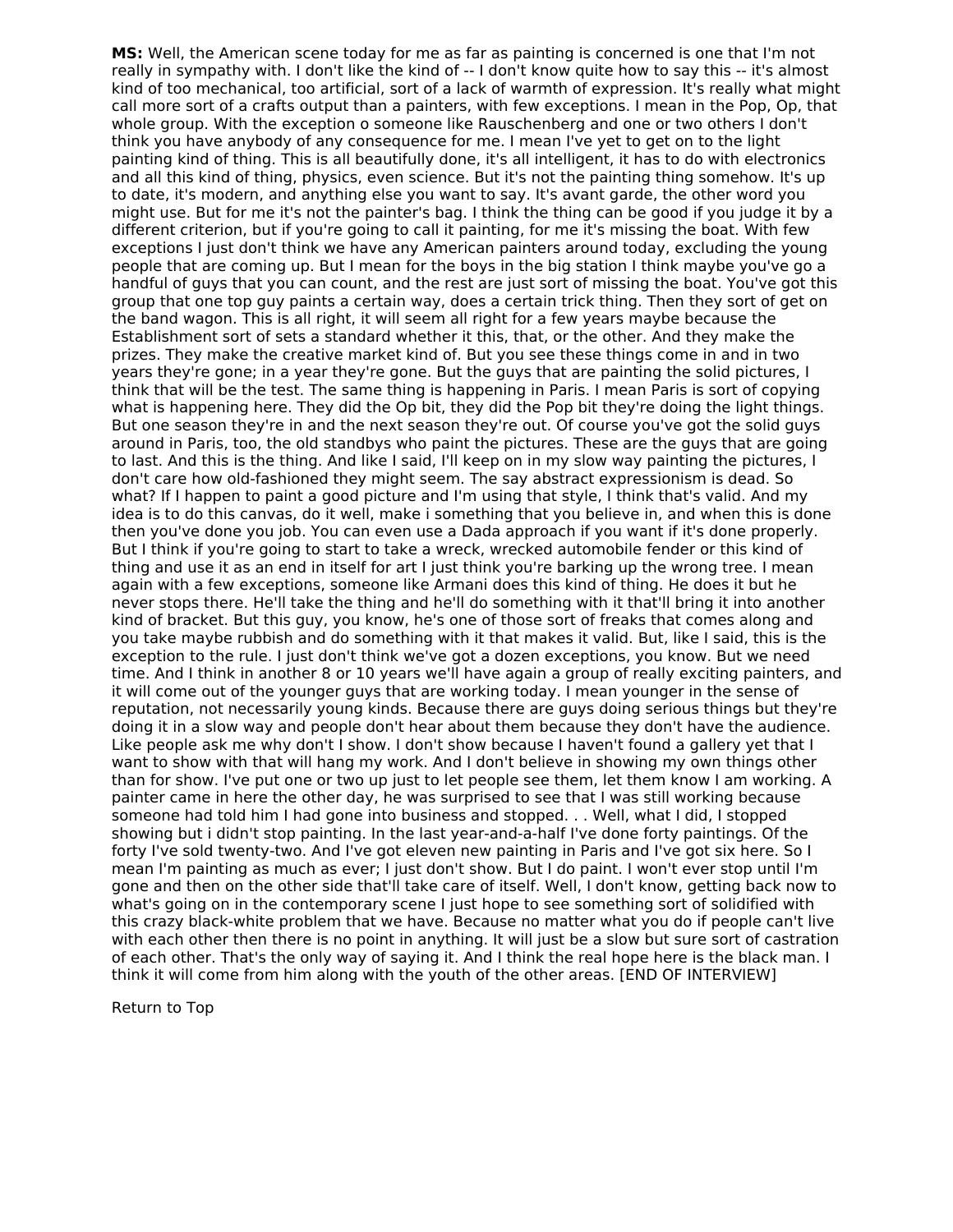**MS:** Well, the American scene today for me as far as painting is concerned is one that I'm not really in sympathy with. I don't like the kind of -- I don't know quite how to say this -- it's almost kind of too mechanical, too artificial, sort of a lack of warmth of expression. It's really what might call more sort of a crafts output than a painters, with few exceptions. I mean in the Pop, Op, that whole group. With the exception o someone like Rauschenberg and one or two others I don't think you have anybody of any consequence for me. I mean I've yet to get on to the light painting kind of thing. This is all beautifully done, it's all intelligent, it has to do with electronics and all this kind of thing, physics, even science. But it's not the painting thing somehow. It's up to date, it's modern, and anything else you want to say. It's avant garde, the other word you might use. But for me it's not the painter's bag. I think the thing can be good if you judge it by a different criterion, but if you're going to call it painting, for me it's missing the boat. With few exceptions I just don't think we have any American painters around today, excluding the young people that are coming up. But I mean for the boys in the big station I think maybe you've go a handful of guys that you can count, and the rest are just sort of missing the boat. You've got this group that one top guy paints a certain way, does a certain trick thing. Then they sort of get on the band wagon. This is all right, it will seem all right for a few years maybe because the Establishment sort of sets a standard whether it this, that, or the other. And they make the prizes. They make the creative market kind of. But you see these things come in and in two years they're gone; in a year they're gone. But the guys that are painting the solid pictures, I think that will be the test. The same thing is happening in Paris. I mean Paris is sort of copying what is happening here. They did the Op bit, they did the Pop bit they're doing the light things. But one season they're in and the next season they're out. Of course you've got the solid guys around in Paris, too, the old standbys who paint the pictures. These are the guys that are going to last. And this is the thing. And like I said, I'll keep on in my slow way painting the pictures, I don't care how old-fashioned they might seem. The say abstract expressionism is dead. So what? If I happen to paint a good picture and I'm using that style, I think that's valid. And my idea is to do this canvas, do it well, make i something that you believe in, and when this is done then you've done you job. You can even use a Dada approach if you want if it's done properly. But I think if you're going to start to take a wreck, wrecked automobile fender or this kind of thing and use it as an end in itself for art I just think you're barking up the wrong tree. I mean again with a few exceptions, someone like Armani does this kind of thing. He does it but he never stops there. He'll take the thing and he'll do something with it that'll bring it into another kind of bracket. But this guy, you know, he's one of those sort of freaks that comes along and you take maybe rubbish and do something with it that makes it valid. But, like I said, this is the exception to the rule. I just don't think we've got a dozen exceptions, you know. But we need time. And I think in another 8 or 10 years we'll have again a group of really exciting painters, and it will come out of the younger guys that are working today. I mean younger in the sense of reputation, not necessarily young kinds. Because there are guys doing serious things but they're doing it in a slow way and people don't hear about them because they don't have the audience. Like people ask me why don't I show. I don't show because I haven't found a gallery yet that I want to show with that will hang my work. And I don't believe in showing my own things other than for show. I've put one or two up just to let people see them, let them know I am working. A painter came in here the other day, he was surprised to see that I was still working because someone had told him I had gone into business and stopped. . . Well, what I did, I stopped showing but i didn't stop painting. In the last year-and-a-half I've done forty paintings. Of the forty I've sold twenty-two. And I've got eleven new painting in Paris and I've got six here. So I mean I'm painting as much as ever; I just don't show. But I do paint. I won't ever stop until I'm gone and then on the other side that'll take care of itself. Well, I don't know, getting back now to what's going on in the contemporary scene I just hope to see something sort of solidified with this crazy black-white problem that we have. Because no matter what you do if people can't live with each other then there is no point in anything. It will just be a slow but sure sort of castration of each other. That's the only way of saying it. And I think the real hope here is the black man. I think it will come from him along with the youth of the other areas. [END OF INTERVIEW]

Return to Top